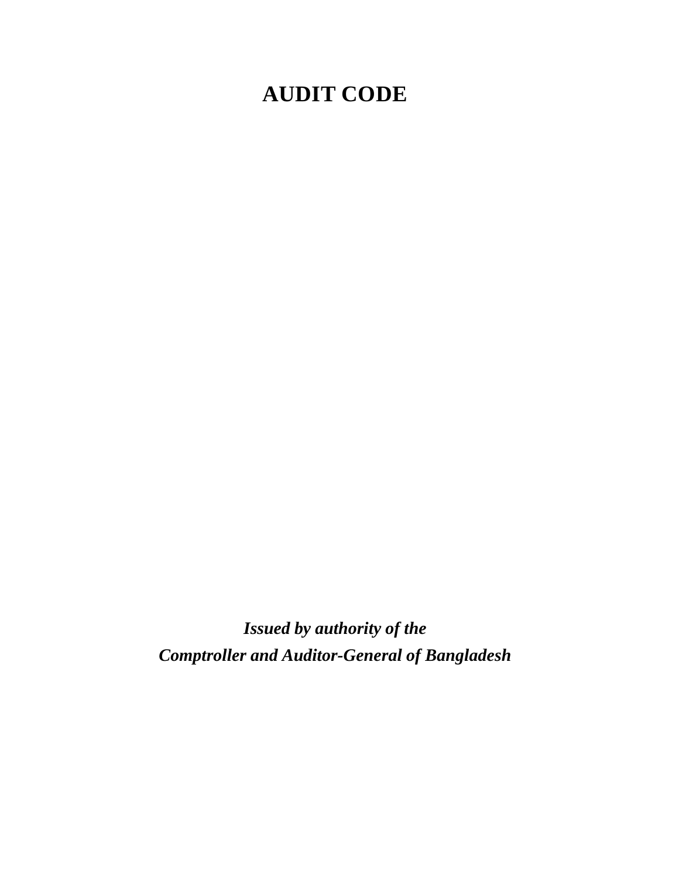# AUDIT CODE

***Issued by authority of the***
***Comptroller and Auditor-General of Bangladesh***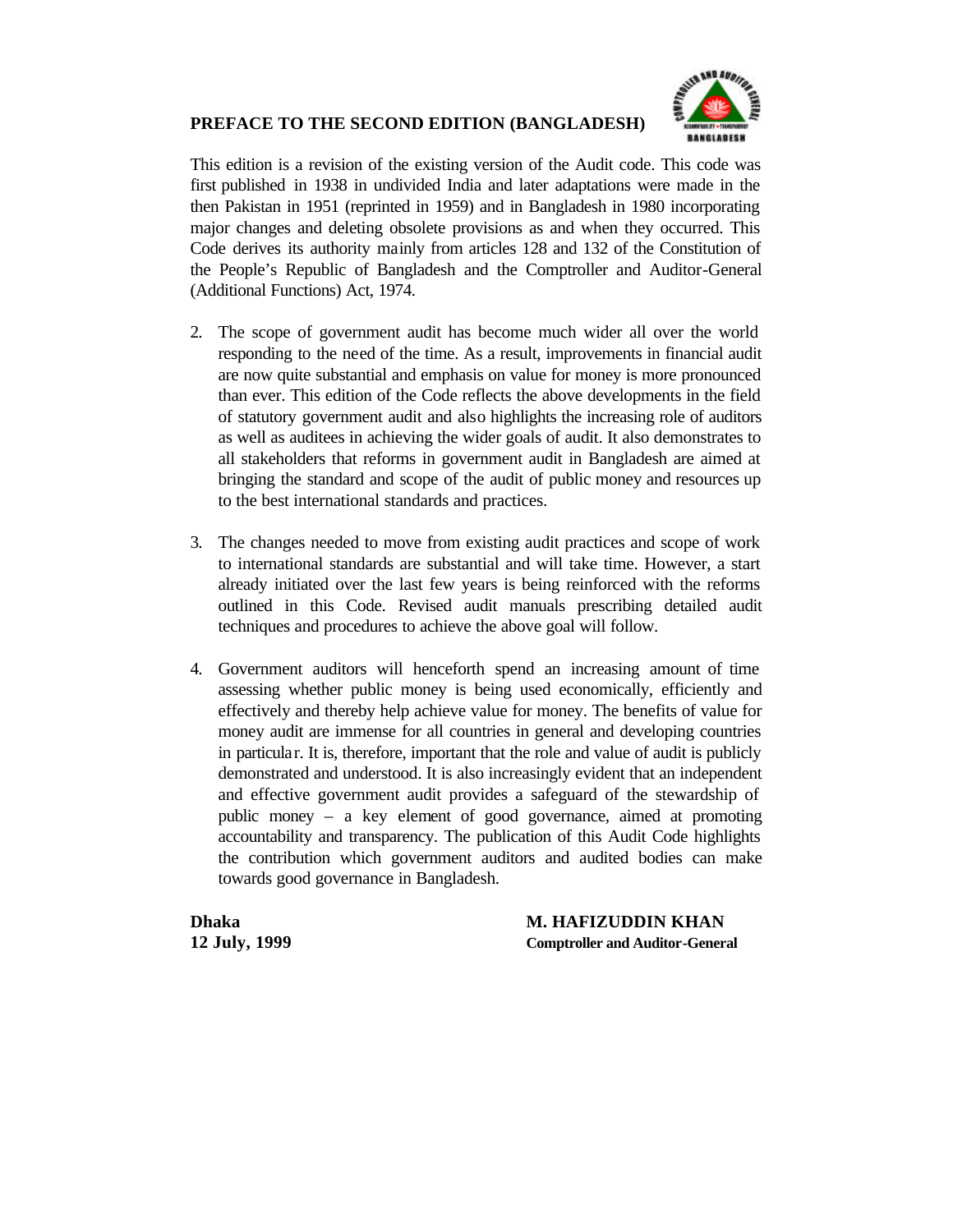## PREFACE TO THE SECOND EDITION (BANGLADESH)

This edition is a revision of the existing version of the Audit code. This code was first published in 1938 in undivided India and later adaptations were made in the then Pakistan in 1951 (reprinted in 1959) and in Bangladesh in 1980 incorporating major changes and deleting obsolete provisions as and when they occurred. This Code derives its authority mainly from articles 128 and 132 of the Constitution of the People's Republic of Bangladesh and the Comptroller and Auditor-General (Additional Functions) Act, 1974.

2. The scope of government audit has become much wider all over the world responding to the need of the time. As a result, improvements in financial audit are now quite substantial and emphasis on value for money is more pronounced than ever. This edition of the Code reflects the above developments in the field of statutory government audit and also highlights the increasing role of auditors as well as auditees in achieving the wider goals of audit. It also demonstrates to all stakeholders that reforms in government audit in Bangladesh are aimed at bringing the standard and scope of the audit of public money and resources up to the best international standards and practices.

3. The changes needed to move from existing audit practices and scope of work to international standards are substantial and will take time. However, a start already initiated over the last few years is being reinforced with the reforms outlined in this Code. Revised audit manuals prescribing detailed audit techniques and procedures to achieve the above goal will follow.

4. Government auditors will henceforth spend an increasing amount of time assessing whether public money is being used economically, efficiently and effectively and thereby help achieve value for money. The benefits of value for money audit are immense for all countries in general and developing countries in particular. It is, therefore, important that the role and value of audit is publicly demonstrated and understood. It is also increasingly evident that an independent and effective government audit provides a safeguard of the stewardship of public money – a key element of good governance, aimed at promoting accountability and transparency. The publication of this Audit Code highlights the contribution which government auditors and audited bodies can make towards good governance in Bangladesh.

**Dhaka**
**12 July, 1999**

**M. HAFIZUDDIN KHAN**
**Comptroller and Auditor-General**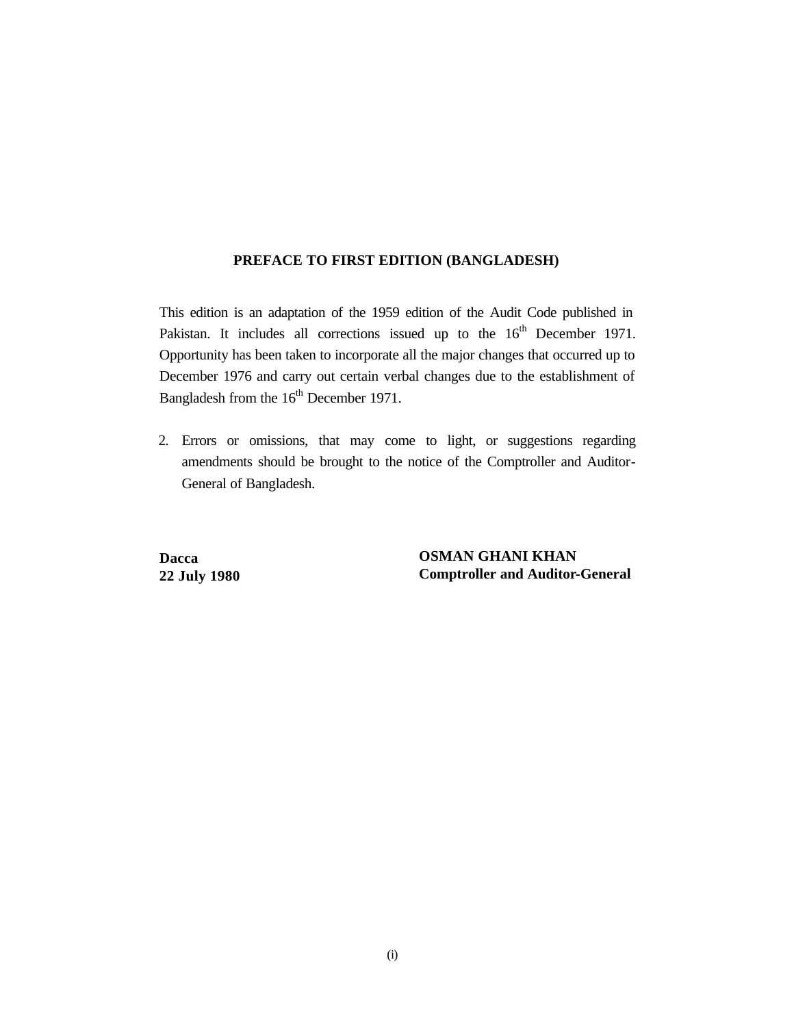## PREFACE TO FIRST EDITION (BANGLADESH)

This edition is an adaptation of the 1959 edition of the Audit Code published in Pakistan. It includes all corrections issued up to the 16th December 1971. Opportunity has been taken to incorporate all the major changes that occurred up to December 1976 and carry out certain verbal changes due to the establishment of Bangladesh from the 16th December 1971.

2. Errors or omissions, that may come to light, or suggestions regarding amendments should be brought to the notice of the Comptroller and Auditor-General of Bangladesh.

**Dacca**
**22 July 1980**

**OSMAN GHANI KHAN**
**Comptroller and Auditor-General**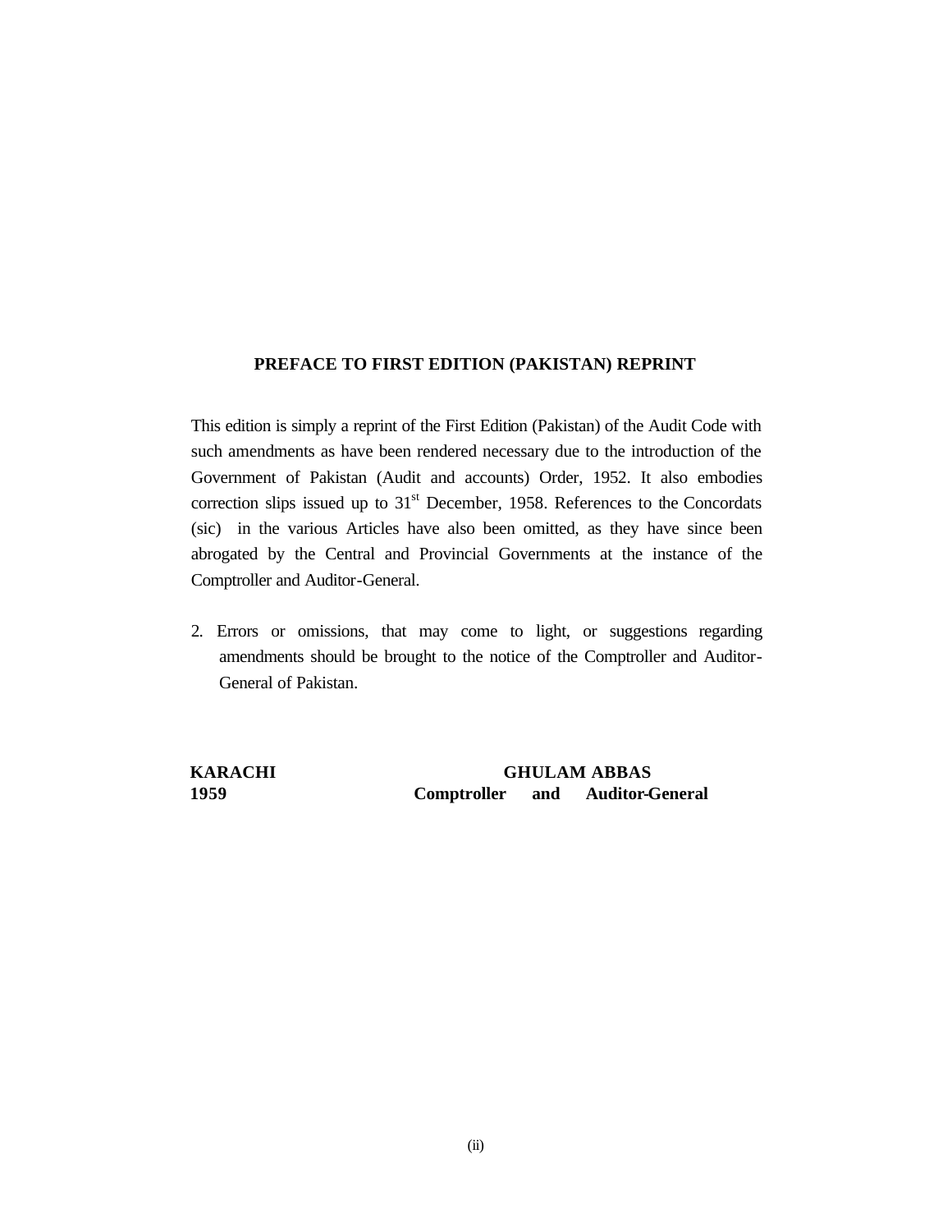## PREFACE TO FIRST EDITION (PAKISTAN) REPRINT

This edition is simply a reprint of the First Edition (Pakistan) of the Audit Code with such amendments as have been rendered necessary due to the introduction of the Government of Pakistan (Audit and accounts) Order, 1952. It also embodies correction slips issued up to 31st December, 1958. References to the Concordats (sic) in the various Articles have also been omitted, as they have since been abrogated by the Central and Provincial Governments at the instance of the Comptroller and Auditor-General.

2. Errors or omissions, that may come to light, or suggestions regarding amendments should be brought to the notice of the Comptroller and Auditor-General of Pakistan.

**KARACHI**
**1959**

**GHULAM ABBAS**
**Comptroller and Auditor-General**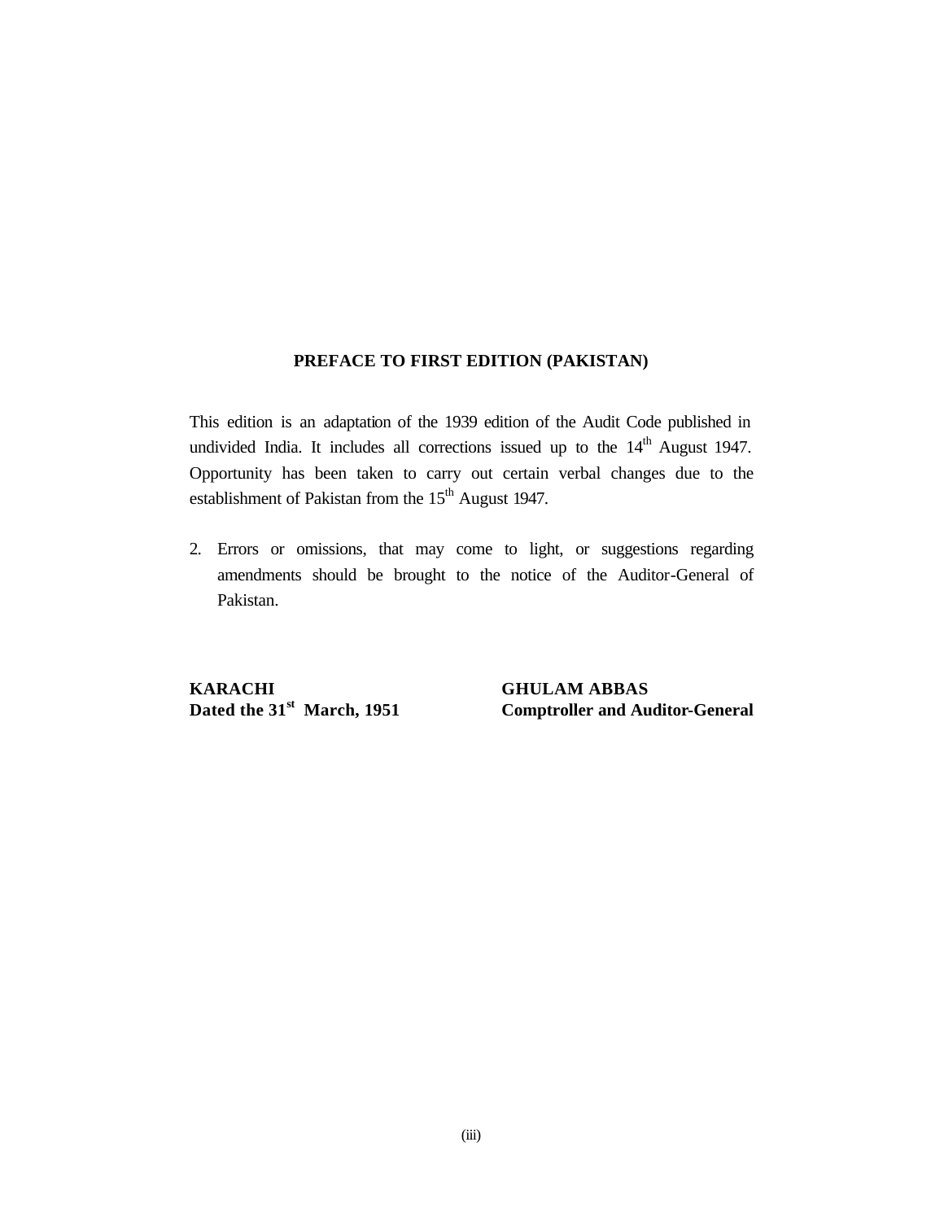## PREFACE TO FIRST EDITION (PAKISTAN)

This edition is an adaptation of the 1939 edition of the Audit Code published in undivided India. It includes all corrections issued up to the 14th August 1947. Opportunity has been taken to carry out certain verbal changes due to the establishment of Pakistan from the 15th August 1947.

2. Errors or omissions, that may come to light, or suggestions regarding amendments should be brought to the notice of the Auditor-General of Pakistan.

**KARACHI**
**Dated the 31st March, 1951**

**GHULAM ABBAS**
**Comptroller and Auditor-General**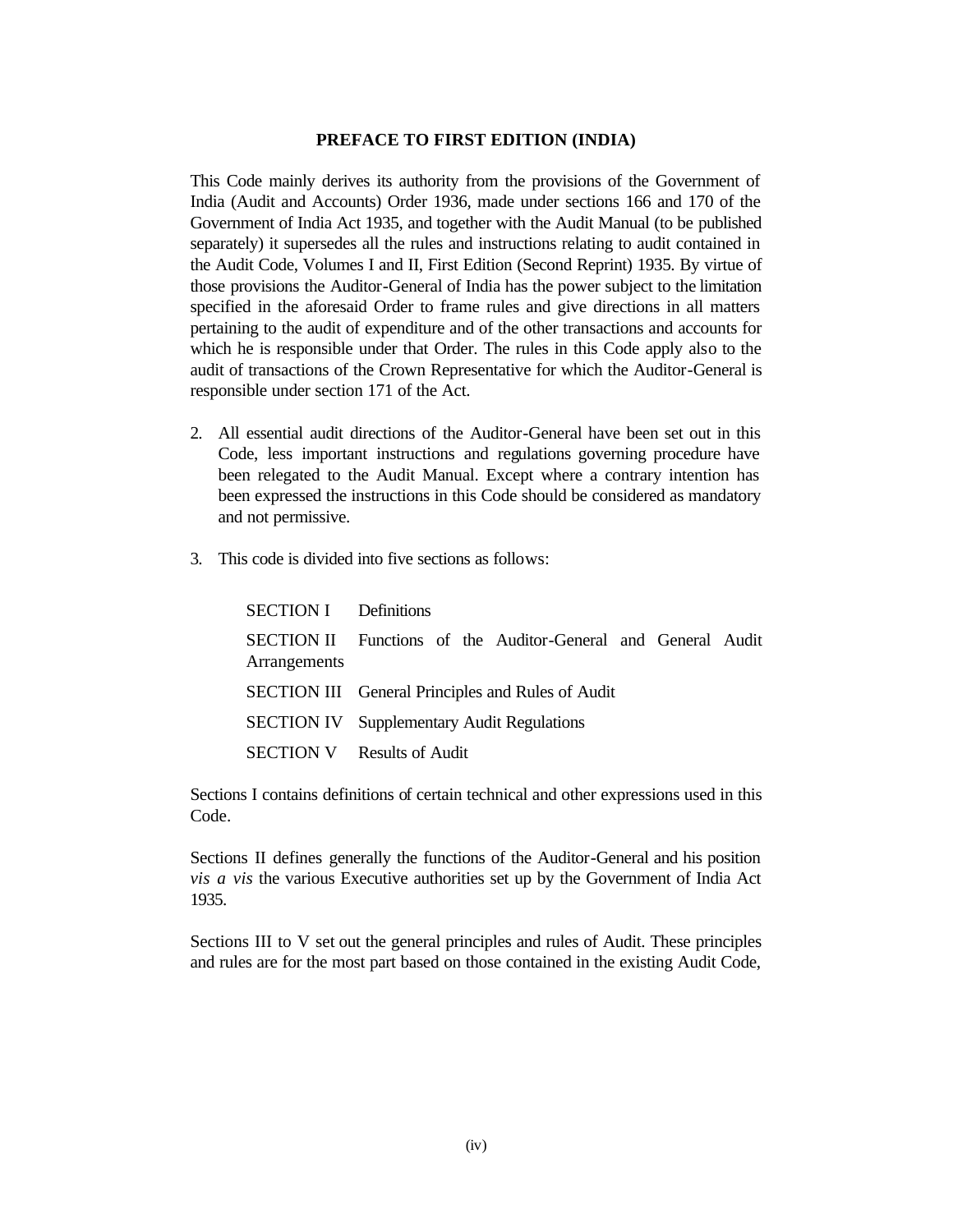## PREFACE TO FIRST EDITION (INDIA)

This Code mainly derives its authority from the provisions of the Government of India (Audit and Accounts) Order 1936, made under sections 166 and 170 of the Government of India Act 1935, and together with the Audit Manual (to be published separately) it supersedes all the rules and instructions relating to audit contained in the Audit Code, Volumes I and II, First Edition (Second Reprint) 1935. By virtue of those provisions the Auditor-General of India has the power subject to the limitation specified in the aforesaid Order to frame rules and give directions in all matters pertaining to the audit of expenditure and of the other transactions and accounts for which he is responsible under that Order. The rules in this Code apply also to the audit of transactions of the Crown Representative for which the Auditor-General is responsible under section 171 of the Act.

2. All essential audit directions of the Auditor-General have been set out in this Code, less important instructions and regulations governing procedure have been relegated to the Audit Manual. Except where a contrary intention has been expressed the instructions in this Code should be considered as mandatory and not permissive.

3. This code is divided into five sections as follows:

| | |
|---|---|
| SECTION I | Definitions |
| SECTION II | Functions of the Auditor-General and General Audit Arrangements |
| SECTION III | General Principles and Rules of Audit |
| SECTION IV | Supplementary Audit Regulations |
| SECTION V | Results of Audit |

Sections I contains definitions of certain technical and other expressions used in this Code.

Sections II defines generally the functions of the Auditor-General and his position *vis a vis* the various Executive authorities set up by the Government of India Act 1935.

Sections III to V set out the general principles and rules of Audit. These principles and rules are for the most part based on those contained in the existing Audit Code,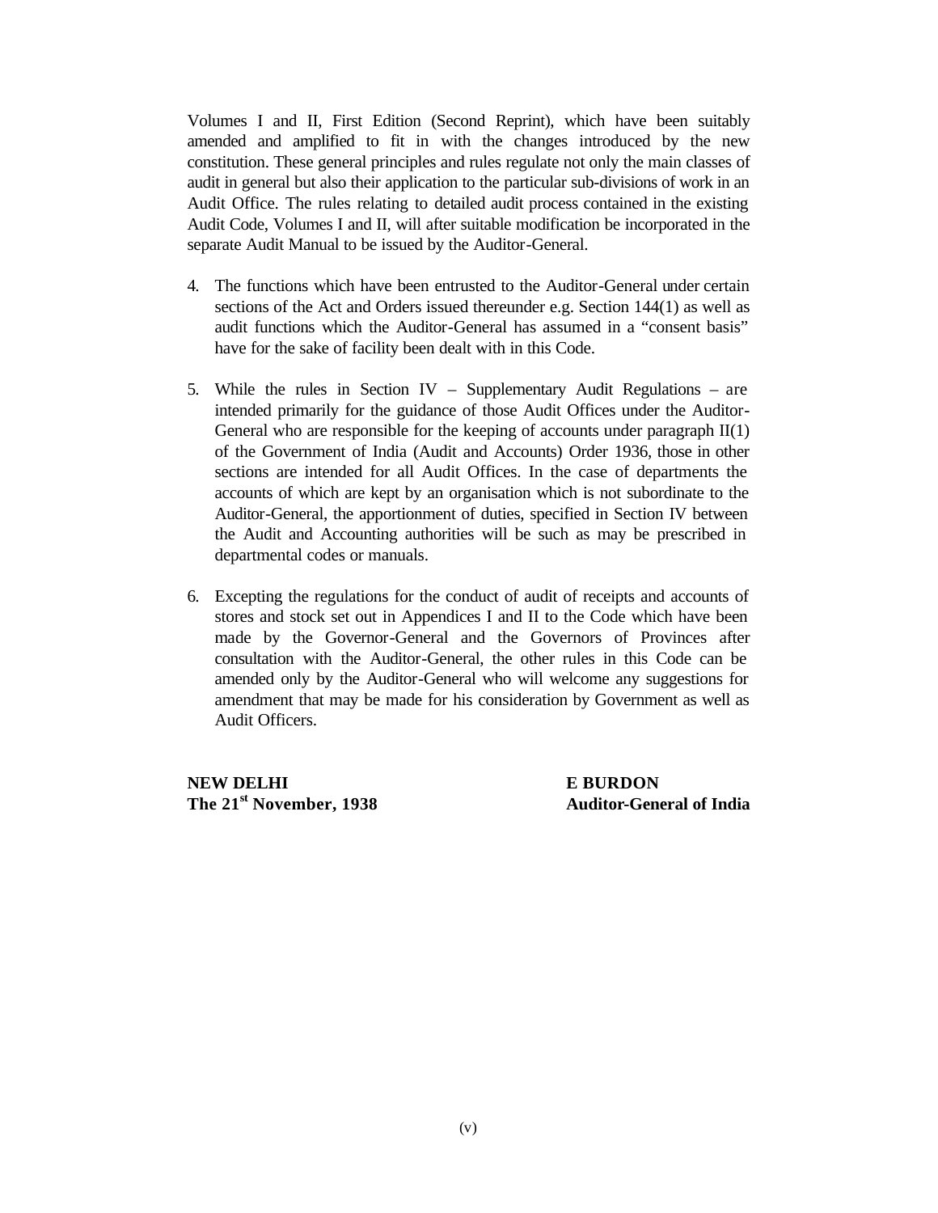Volumes I and II, First Edition (Second Reprint), which have been suitably amended and amplified to fit in with the changes introduced by the new constitution. These general principles and rules regulate not only the main classes of audit in general but also their application to the particular sub-divisions of work in an Audit Office. The rules relating to detailed audit process contained in the existing Audit Code, Volumes I and II, will after suitable modification be incorporated in the separate Audit Manual to be issued by the Auditor-General.

4. The functions which have been entrusted to the Auditor-General under certain sections of the Act and Orders issued thereunder e.g. Section 144(1) as well as audit functions which the Auditor-General has assumed in a "consent basis" have for the sake of facility been dealt with in this Code.

5. While the rules in Section IV – Supplementary Audit Regulations – are intended primarily for the guidance of those Audit Offices under the Auditor-General who are responsible for the keeping of accounts under paragraph II(1) of the Government of India (Audit and Accounts) Order 1936, those in other sections are intended for all Audit Offices. In the case of departments the accounts of which are kept by an organisation which is not subordinate to the Auditor-General, the apportionment of duties, specified in Section IV between the Audit and Accounting authorities will be such as may be prescribed in departmental codes or manuals.

6. Excepting the regulations for the conduct of audit of receipts and accounts of stores and stock set out in Appendices I and II to the Code which have been made by the Governor-General and the Governors of Provinces after consultation with the Auditor-General, the other rules in this Code can be amended only by the Auditor-General who will welcome any suggestions for amendment that may be made for his consideration by Government as well as Audit Officers.

**NEW DELHI**
**The 21st November, 1938**

**E BURDON**
**Auditor-General of India**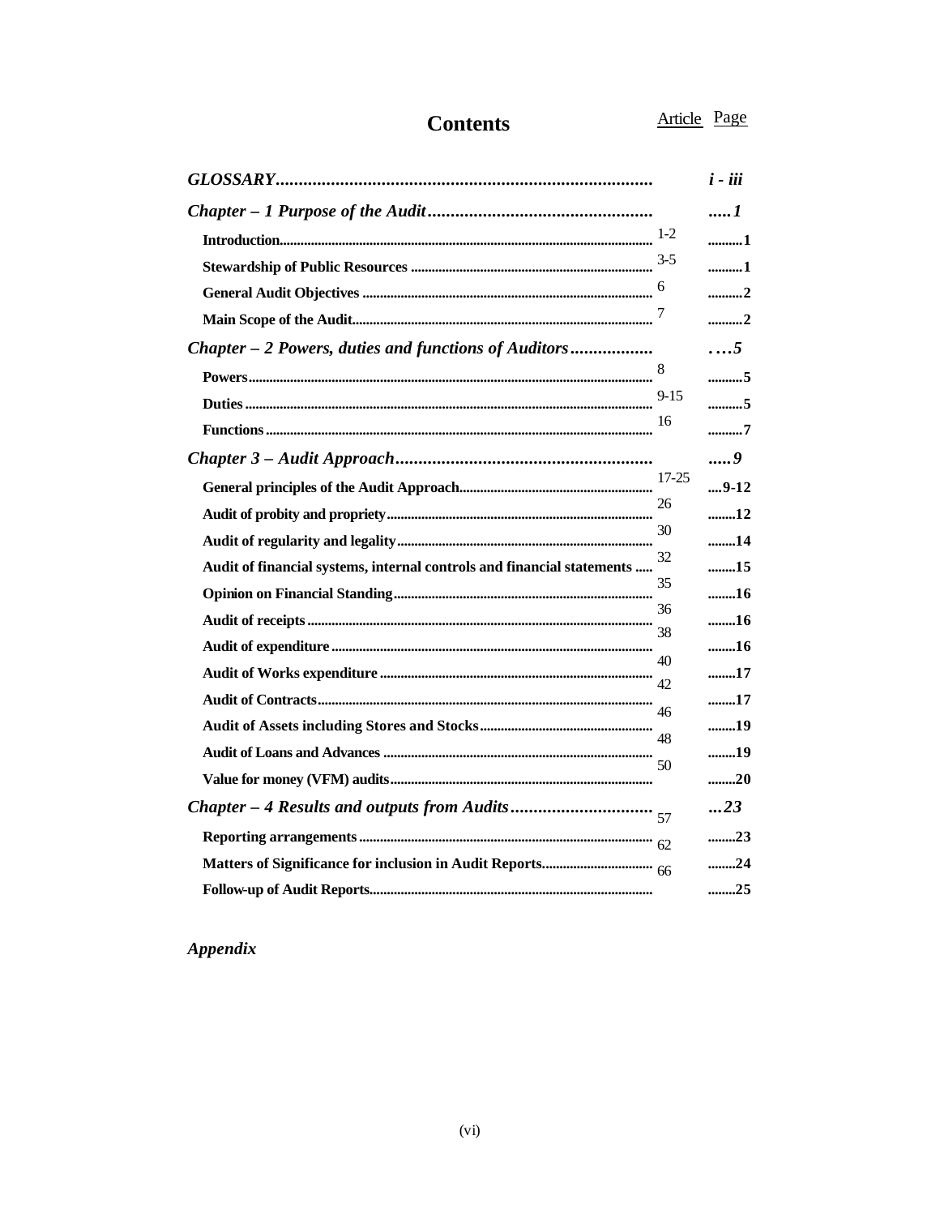# Contents

| | Article | Page |
|---|---|---|
| ***GLOSSARY*** | | ***i - iii*** |
| ***Chapter – 1 Purpose of the Audit*** | | ***1*** |
| **Introduction** | 1-2 | **1** |
| **Stewardship of Public Resources** | 3-5 | **1** |
| **General Audit Objectives** | 6 | **2** |
| **Main Scope of the Audit** | 7 | **2** |
| ***Chapter – 2 Powers, duties and functions of Auditors*** | | ***5*** |
| **Powers** | 8 | **5** |
| **Duties** | 9-15 | **5** |
| **Functions** | 16 | **7** |
| ***Chapter 3 – Audit Approach*** | | ***9*** |
| **General principles of the Audit Approach** | 17-25 | **9-12** |
| **Audit of probity and propriety** | 26 | **12** |
| **Audit of regularity and legality** | 30 | **14** |
| **Audit of financial systems, internal controls and financial statements** | 32 | **15** |
| **Opinion on Financial Standing** | 35 | **16** |
| **Audit of receipts** | 36 | **16** |
| **Audit of expenditure** | 38 | **16** |
| **Audit of Works expenditure** | 40 | **17** |
| **Audit of Contracts** | 42 | **17** |
| **Audit of Assets including Stores and Stocks** | 46 | **19** |
| **Audit of Loans and Advances** | 48 | **19** |
| **Value for money (VFM) audits** | 50 | **20** |
| ***Chapter – 4 Results and outputs from Audits*** | | ***23*** |
| **Reporting arrangements** | 57 | **23** |
| **Matters of Significance for inclusion in Audit Reports** | 62 | **24** |
| **Follow-up of Audit Reports** | 66 | **25** |

***Appendix***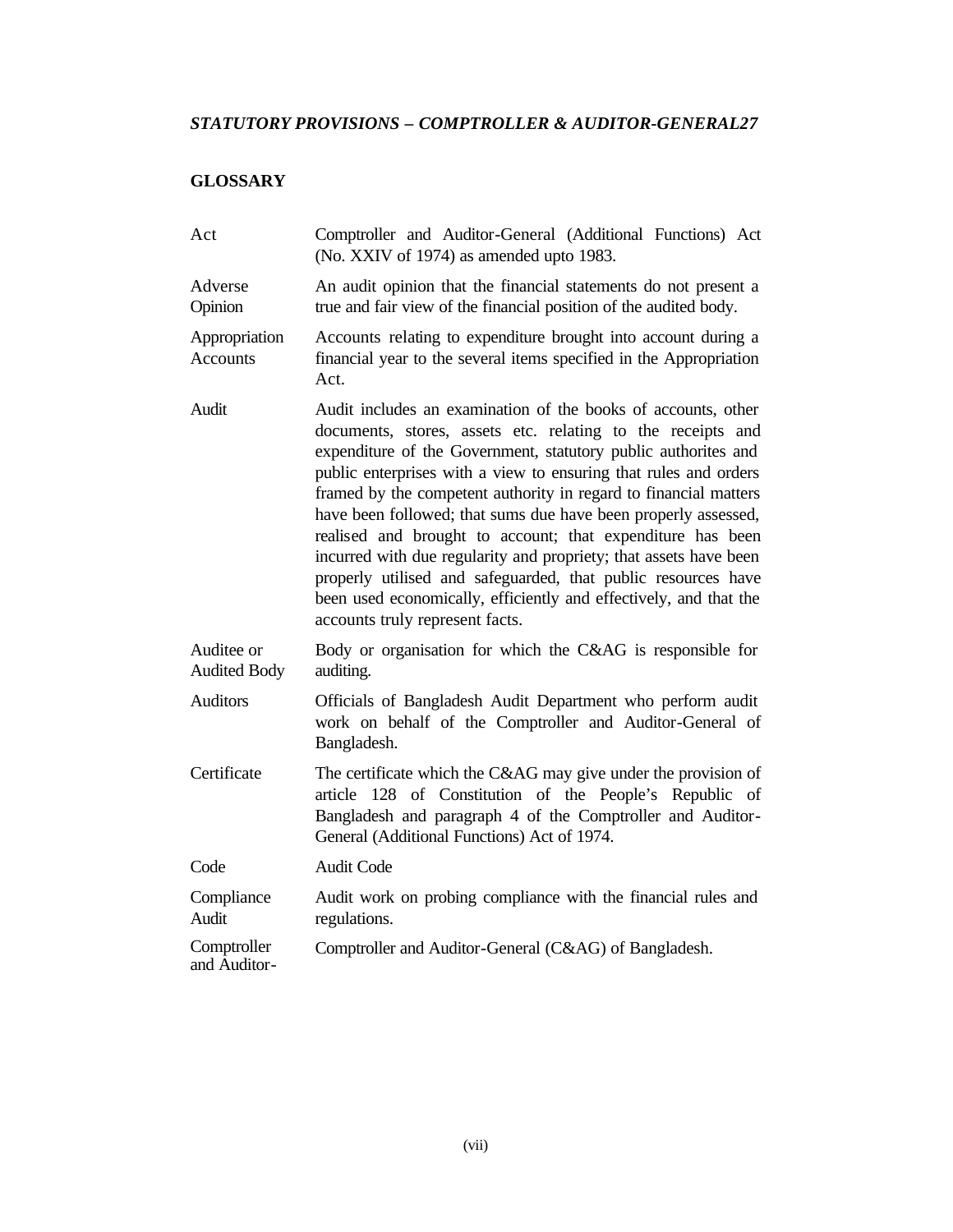## GLOSSARY

| | |
|---|---|
| Act | Comptroller and Auditor-General (Additional Functions) Act (No. XXIV of 1974) as amended upto 1983. |
| Adverse Opinion | An audit opinion that the financial statements do not present a true and fair view of the financial position of the audited body. |
| Appropriation Accounts | Accounts relating to expenditure brought into account during a financial year to the several items specified in the Appropriation Act. |
| Audit | Audit includes an examination of the books of accounts, other documents, stores, assets etc. relating to the receipts and expenditure of the Government, statutory public authorites and public enterprises with a view to ensuring that rules and orders framed by the competent authority in regard to financial matters have been followed; that sums due have been properly assessed, realised and brought to account; that expenditure has been incurred with due regularity and propriety; that assets have been properly utilised and safeguarded, that public resources have been used economically, efficiently and effectively, and that the accounts truly represent facts. |
| Auditee or Audited Body | Body or organisation for which the C&AG is responsible for auditing. |
| Auditors | Officials of Bangladesh Audit Department who perform audit work on behalf of the Comptroller and Auditor-General of Bangladesh. |
| Certificate | The certificate which the C&AG may give under the provision of article 128 of Constitution of the People's Republic of Bangladesh and paragraph 4 of the Comptroller and Auditor-General (Additional Functions) Act of 1974. |
| Code | Audit Code |
| Compliance Audit | Audit work on probing compliance with the financial rules and regulations. |
| Comptroller and Auditor- | Comptroller and Auditor-General (C&AG) of Bangladesh. |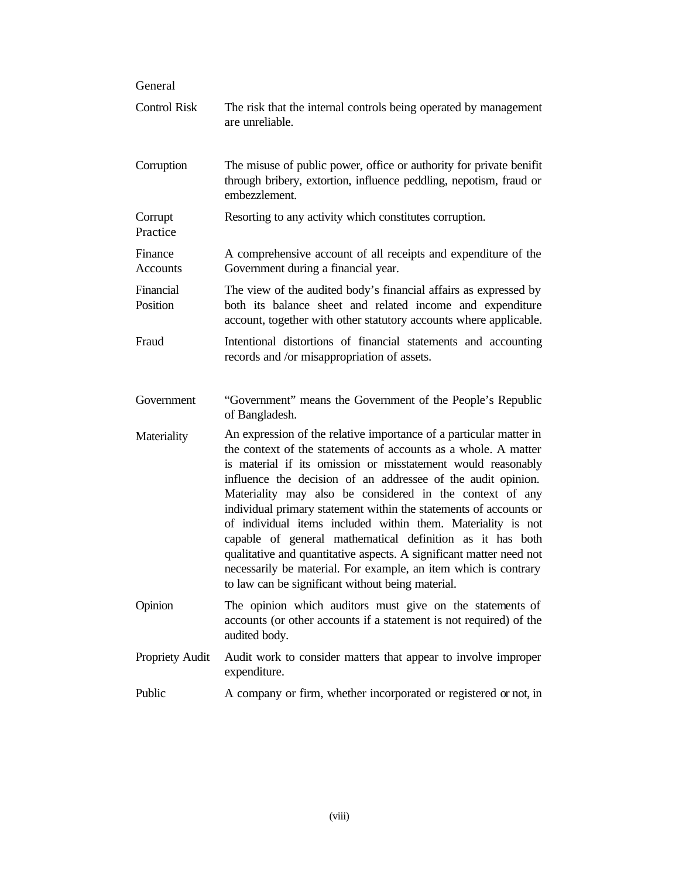General

| | |
|---|---|
| Control Risk | The risk that the internal controls being operated by management are unreliable. |
| Corruption | The misuse of public power, office or authority for private benifit through bribery, extortion, influence peddling, nepotism, fraud or embezzlement. |
| Corrupt Practice | Resorting to any activity which constitutes corruption. |
| Finance Accounts | A comprehensive account of all receipts and expenditure of the Government during a financial year. |
| Financial Position | The view of the audited body's financial affairs as expressed by both its balance sheet and related income and expenditure account, together with other statutory accounts where applicable. |
| Fraud | Intentional distortions of financial statements and accounting records and /or misappropriation of assets. |
| Government | "Government" means the Government of the People's Republic of Bangladesh. |
| Materiality | An expression of the relative importance of a particular matter in the context of the statements of accounts as a whole. A matter is material if its omission or misstatement would reasonably influence the decision of an addressee of the audit opinion. Materiality may also be considered in the context of any individual primary statement within the statements of accounts or of individual items included within them. Materiality is not capable of general mathematical definition as it has both qualitative and quantitative aspects. A significant matter need not necessarily be material. For example, an item which is contrary to law can be significant without being material. |
| Opinion | The opinion which auditors must give on the statements of accounts (or other accounts if a statement is not required) of the audited body. |
| Propriety Audit | Audit work to consider matters that appear to involve improper expenditure. |
| Public | A company or firm, whether incorporated or registered or not, in |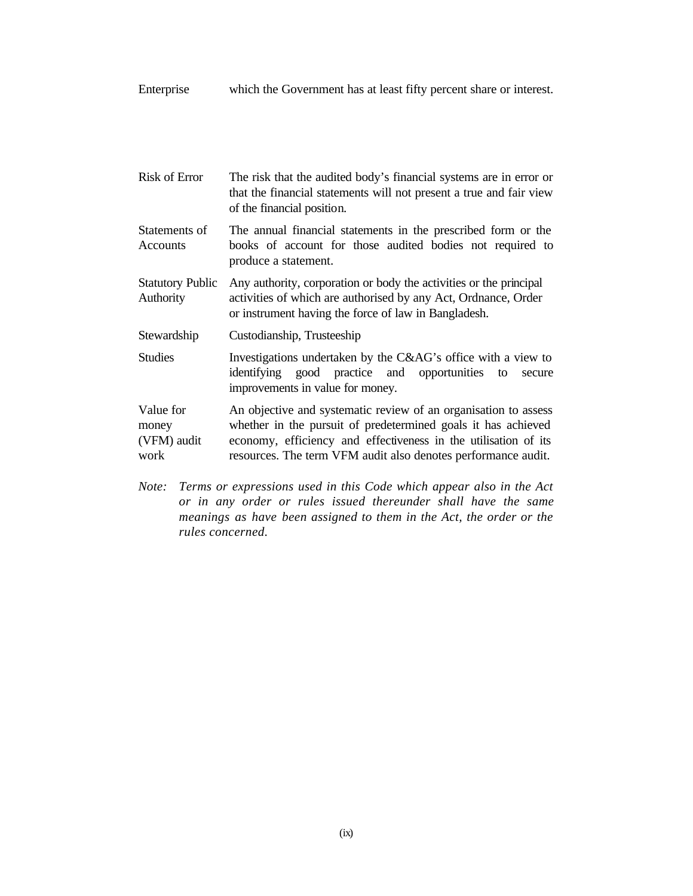| | |
|---|---|
| Enterprise | which the Government has at least fifty percent share or interest. |
| Risk of Error | The risk that the audited body's financial systems are in error or that the financial statements will not present a true and fair view of the financial position. |
| Statements of Accounts | The annual financial statements in the prescribed form or the books of account for those audited bodies not required to produce a statement. |
| Statutory Public Authority | Any authority, corporation or body the activities or the principal activities of which are authorised by any Act, Ordnance, Order or instrument having the force of law in Bangladesh. |
| Stewardship | Custodianship, Trusteeship |
| Studies | Investigations undertaken by the C&AG's office with a view to identifying good practice and opportunities to secure improvements in value for money. |
| Value for money (VFM) audit work | An objective and systematic review of an organisation to assess whether in the pursuit of predetermined goals it has achieved economy, efficiency and effectiveness in the utilisation of its resources. The term VFM audit also denotes performance audit. |

*Note: Terms or expressions used in this Code which appear also in the Act or in any order or rules issued thereunder shall have the same meanings as have been assigned to them in the Act, the order or the rules concerned.*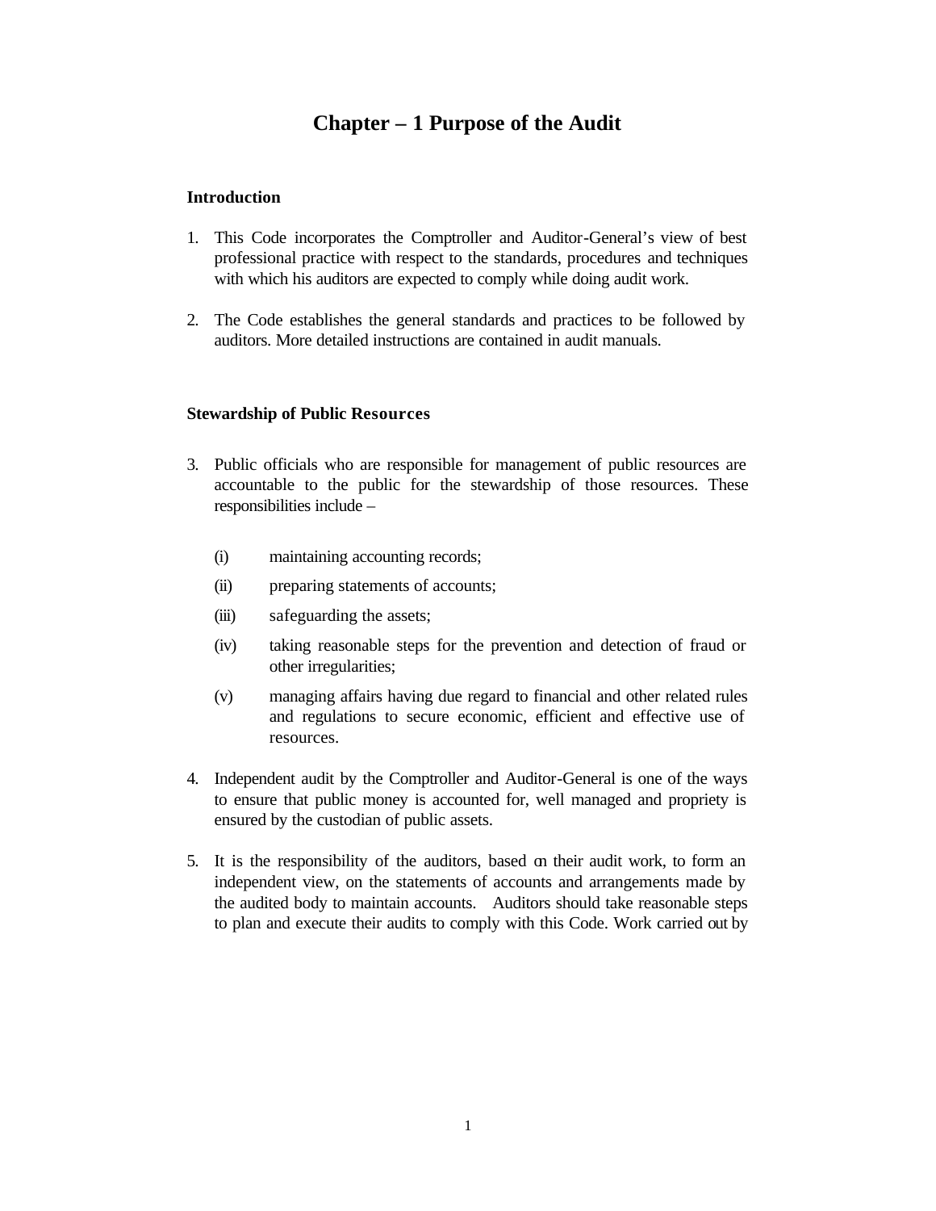# Chapter – 1 Purpose of the Audit

### Introduction

1. This Code incorporates the Comptroller and Auditor-General's view of best professional practice with respect to the standards, procedures and techniques with which his auditors are expected to comply while doing audit work.

2. The Code establishes the general standards and practices to be followed by auditors. More detailed instructions are contained in audit manuals.

### Stewardship of Public Resources

3. Public officials who are responsible for management of public resources are accountable to the public for the stewardship of those resources. These responsibilities include –

   (i) maintaining accounting records;

   (ii) preparing statements of accounts;

   (iii) safeguarding the assets;

   (iv) taking reasonable steps for the prevention and detection of fraud or other irregularities;

   (v) managing affairs having due regard to financial and other related rules and regulations to secure economic, efficient and effective use of resources.

4. Independent audit by the Comptroller and Auditor-General is one of the ways to ensure that public money is accounted for, well managed and propriety is ensured by the custodian of public assets.

5. It is the responsibility of the auditors, based on their audit work, to form an independent view, on the statements of accounts and arrangements made by the audited body to maintain accounts. Auditors should take reasonable steps to plan and execute their audits to comply with this Code. Work carried out by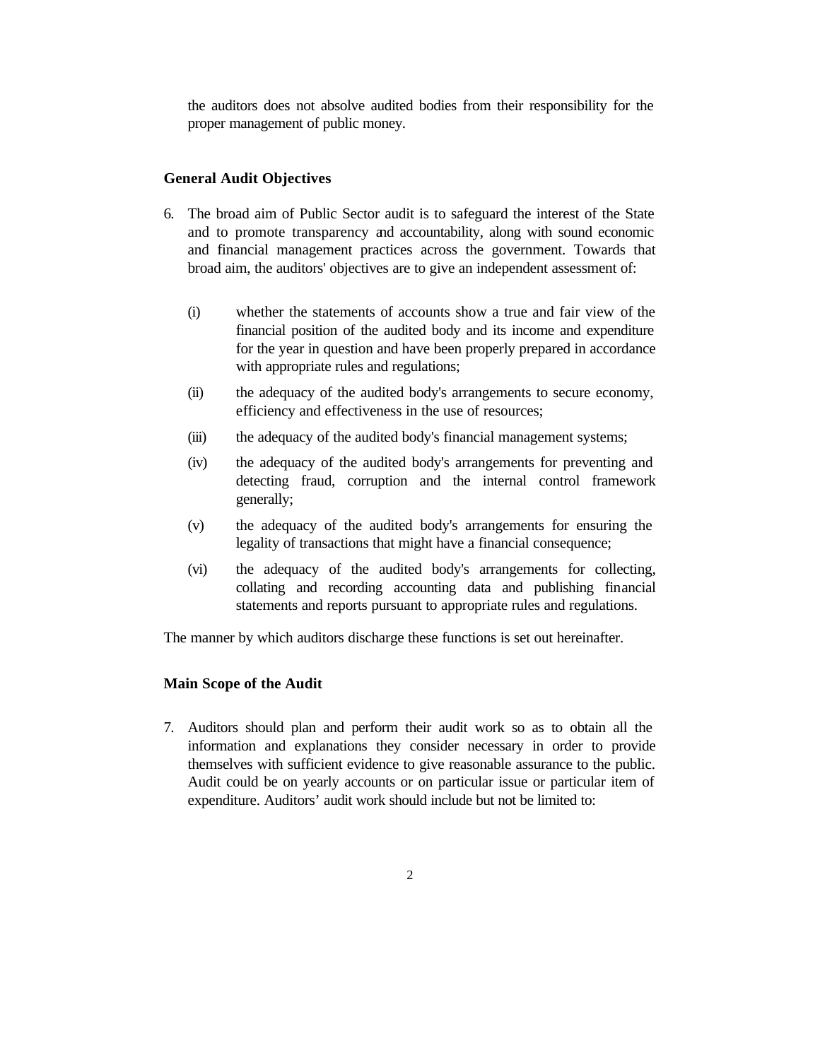the auditors does not absolve audited bodies from their responsibility for the proper management of public money.

### General Audit Objectives

6. The broad aim of Public Sector audit is to safeguard the interest of the State and to promote transparency and accountability, along with sound economic and financial management practices across the government. Towards that broad aim, the auditors' objectives are to give an independent assessment of:

   (i) whether the statements of accounts show a true and fair view of the financial position of the audited body and its income and expenditure for the year in question and have been properly prepared in accordance with appropriate rules and regulations;

   (ii) the adequacy of the audited body's arrangements to secure economy, efficiency and effectiveness in the use of resources;

   (iii) the adequacy of the audited body's financial management systems;

   (iv) the adequacy of the audited body's arrangements for preventing and detecting fraud, corruption and the internal control framework generally;

   (v) the adequacy of the audited body's arrangements for ensuring the legality of transactions that might have a financial consequence;

   (vi) the adequacy of the audited body's arrangements for collecting, collating and recording accounting data and publishing financial statements and reports pursuant to appropriate rules and regulations.

The manner by which auditors discharge these functions is set out hereinafter.

### Main Scope of the Audit

7. Auditors should plan and perform their audit work so as to obtain all the information and explanations they consider necessary in order to provide themselves with sufficient evidence to give reasonable assurance to the public. Audit could be on yearly accounts or on particular issue or particular item of expenditure. Auditors' audit work should include but not be limited to: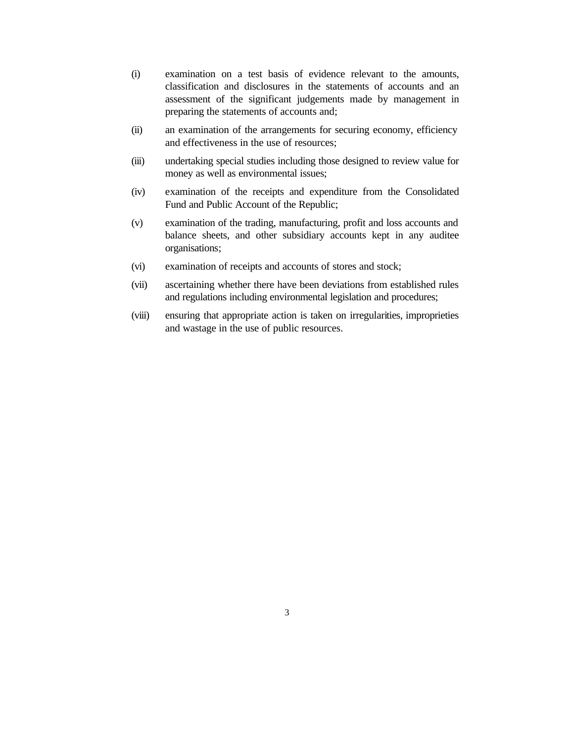(i) examination on a test basis of evidence relevant to the amounts, classification and disclosures in the statements of accounts and an assessment of the significant judgements made by management in preparing the statements of accounts and;

(ii) an examination of the arrangements for securing economy, efficiency and effectiveness in the use of resources;

(iii) undertaking special studies including those designed to review value for money as well as environmental issues;

(iv) examination of the receipts and expenditure from the Consolidated Fund and Public Account of the Republic;

(v) examination of the trading, manufacturing, profit and loss accounts and balance sheets, and other subsidiary accounts kept in any auditee organisations;

(vi) examination of receipts and accounts of stores and stock;

(vii) ascertaining whether there have been deviations from established rules and regulations including environmental legislation and procedures;

(viii) ensuring that appropriate action is taken on irregularities, improprieties and wastage in the use of public resources.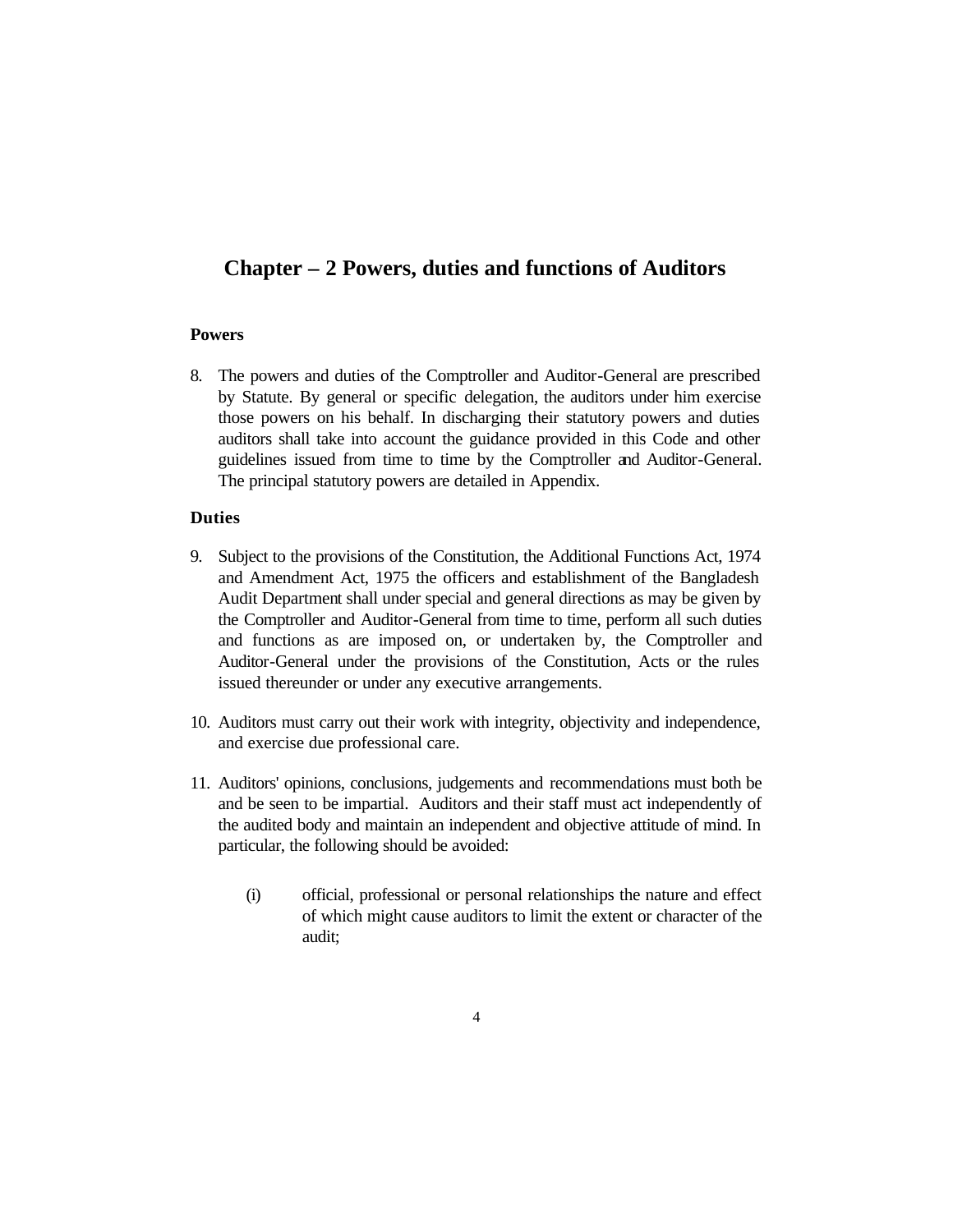# Chapter – 2 Powers, duties and functions of Auditors

### Powers

8. The powers and duties of the Comptroller and Auditor-General are prescribed by Statute. By general or specific delegation, the auditors under him exercise those powers on his behalf. In discharging their statutory powers and duties auditors shall take into account the guidance provided in this Code and other guidelines issued from time to time by the Comptroller and Auditor-General. The principal statutory powers are detailed in Appendix.

### Duties

9. Subject to the provisions of the Constitution, the Additional Functions Act, 1974 and Amendment Act, 1975 the officers and establishment of the Bangladesh Audit Department shall under special and general directions as may be given by the Comptroller and Auditor-General from time to time, perform all such duties and functions as are imposed on, or undertaken by, the Comptroller and Auditor-General under the provisions of the Constitution, Acts or the rules issued thereunder or under any executive arrangements.

10. Auditors must carry out their work with integrity, objectivity and independence, and exercise due professional care.

11. Auditors' opinions, conclusions, judgements and recommendations must both be and be seen to be impartial. Auditors and their staff must act independently of the audited body and maintain an independent and objective attitude of mind. In particular, the following should be avoided:

    (i) official, professional or personal relationships the nature and effect of which might cause auditors to limit the extent or character of the audit;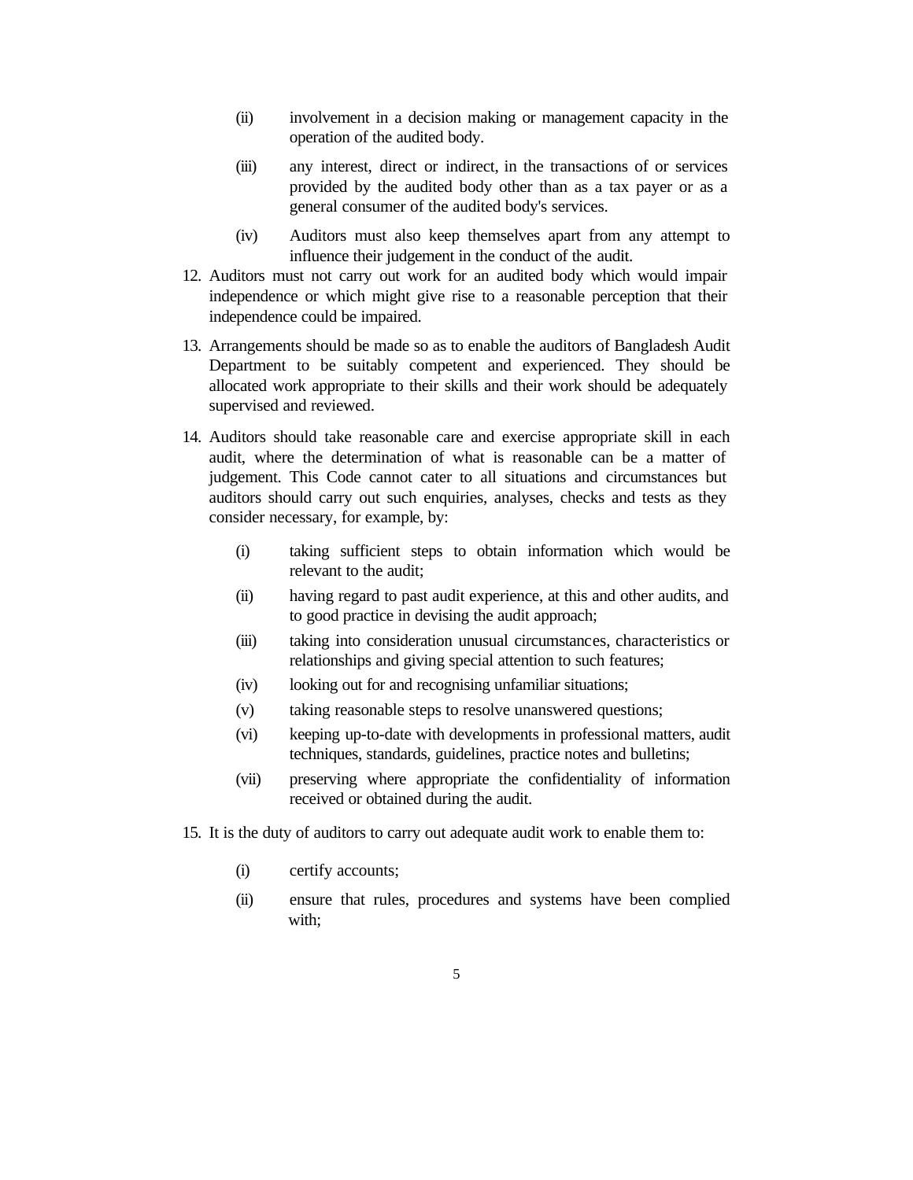(ii) involvement in a decision making or management capacity in the operation of the audited body.

(iii) any interest, direct or indirect, in the transactions of or services provided by the audited body other than as a tax payer or as a general consumer of the audited body's services.

(iv) Auditors must also keep themselves apart from any attempt to influence their judgement in the conduct of the audit.

12. Auditors must not carry out work for an audited body which would impair independence or which might give rise to a reasonable perception that their independence could be impaired.

13. Arrangements should be made so as to enable the auditors of Bangladesh Audit Department to be suitably competent and experienced. They should be allocated work appropriate to their skills and their work should be adequately supervised and reviewed.

14. Auditors should take reasonable care and exercise appropriate skill in each audit, where the determination of what is reasonable can be a matter of judgement. This Code cannot cater to all situations and circumstances but auditors should carry out such enquiries, analyses, checks and tests as they consider necessary, for example, by:

    (i) taking sufficient steps to obtain information which would be relevant to the audit;

    (ii) having regard to past audit experience, at this and other audits, and to good practice in devising the audit approach;

    (iii) taking into consideration unusual circumstances, characteristics or relationships and giving special attention to such features;

    (iv) looking out for and recognising unfamiliar situations;

    (v) taking reasonable steps to resolve unanswered questions;

    (vi) keeping up-to-date with developments in professional matters, audit techniques, standards, guidelines, practice notes and bulletins;

    (vii) preserving where appropriate the confidentiality of information received or obtained during the audit.

15. It is the duty of auditors to carry out adequate audit work to enable them to:

    (i) certify accounts;

    (ii) ensure that rules, procedures and systems have been complied with;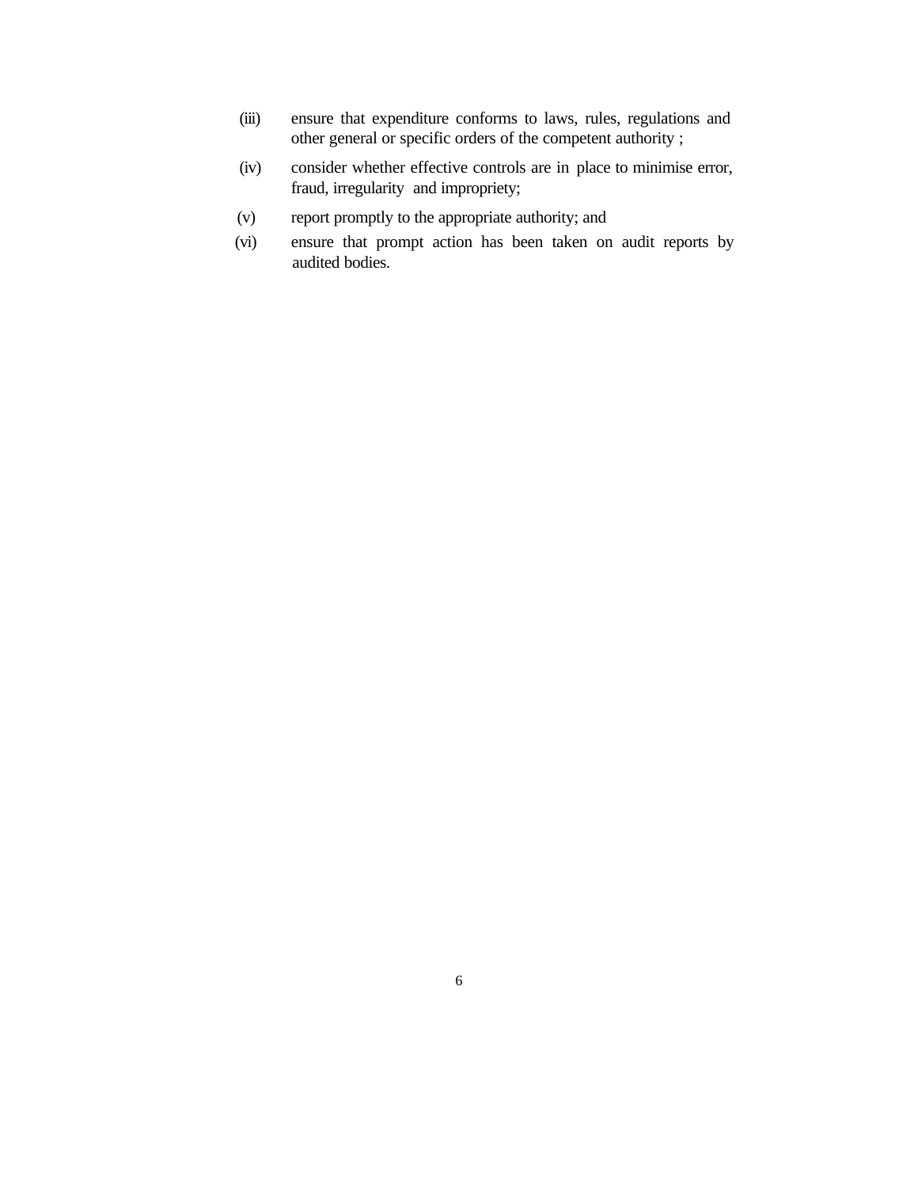(iii) ensure that expenditure conforms to laws, rules, regulations and other general or specific orders of the competent authority ;

(iv) consider whether effective controls are in place to minimise error, fraud, irregularity and impropriety;

(v) report promptly to the appropriate authority; and

(vi) ensure that prompt action has been taken on audit reports by audited bodies.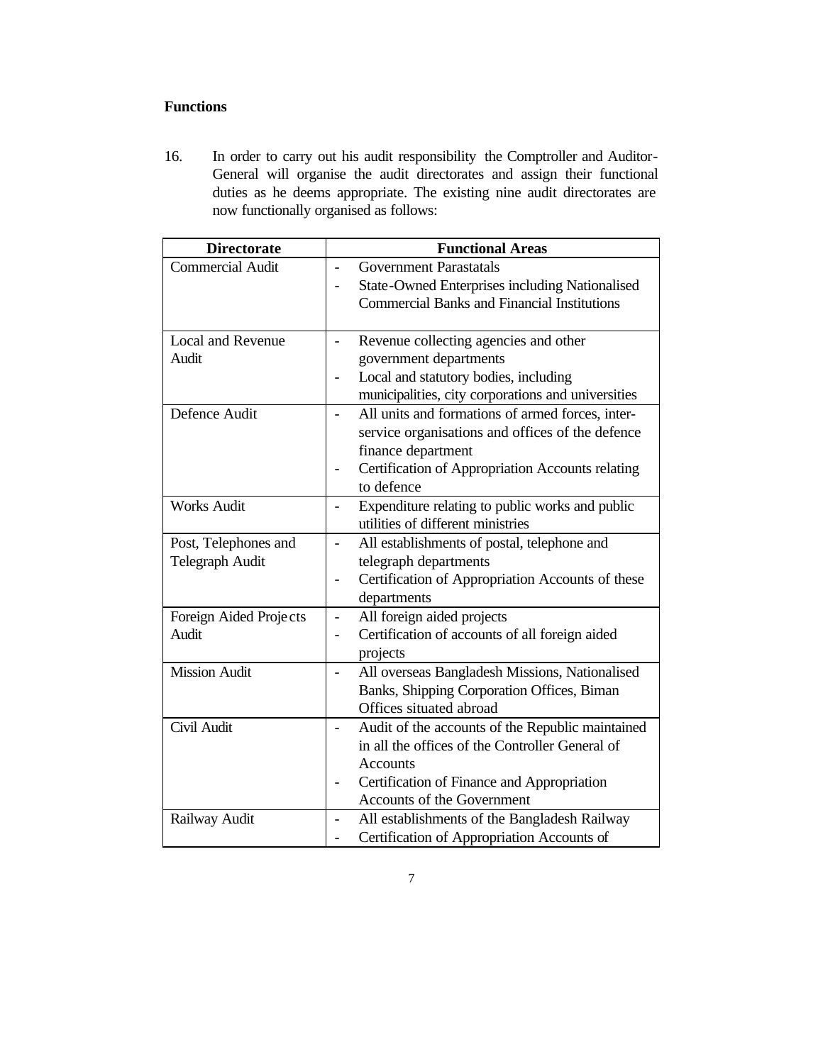**Functions**

16. In order to carry out his audit responsibility the Comptroller and Auditor-General will organise the audit directorates and assign their functional duties as he deems appropriate. The existing nine audit directorates are now functionally organised as follows:

| Directorate | Functional Areas |
|---|---|
| Commercial Audit | - Government Parastatals<br>- State-Owned Enterprises including Nationalised Commercial Banks and Financial Institutions |
| Local and Revenue Audit | - Revenue collecting agencies and other government departments<br>- Local and statutory bodies, including municipalities, city corporations and universities |
| Defence Audit | - All units and formations of armed forces, inter-service organisations and offices of the defence finance department<br>- Certification of Appropriation Accounts relating to defence |
| Works Audit | - Expenditure relating to public works and public utilities of different ministries |
| Post, Telephones and Telegraph Audit | - All establishments of postal, telephone and telegraph departments<br>- Certification of Appropriation Accounts of these departments |
| Foreign Aided Projects Audit | - All foreign aided projects<br>- Certification of accounts of all foreign aided projects |
| Mission Audit | - All overseas Bangladesh Missions, Nationalised Banks, Shipping Corporation Offices, Biman Offices situated abroad |
| Civil Audit | - Audit of the accounts of the Republic maintained in all the offices of the Controller General of Accounts<br>- Certification of Finance and Appropriation Accounts of the Government |
| Railway Audit | - All establishments of the Bangladesh Railway<br>- Certification of Appropriation Accounts of |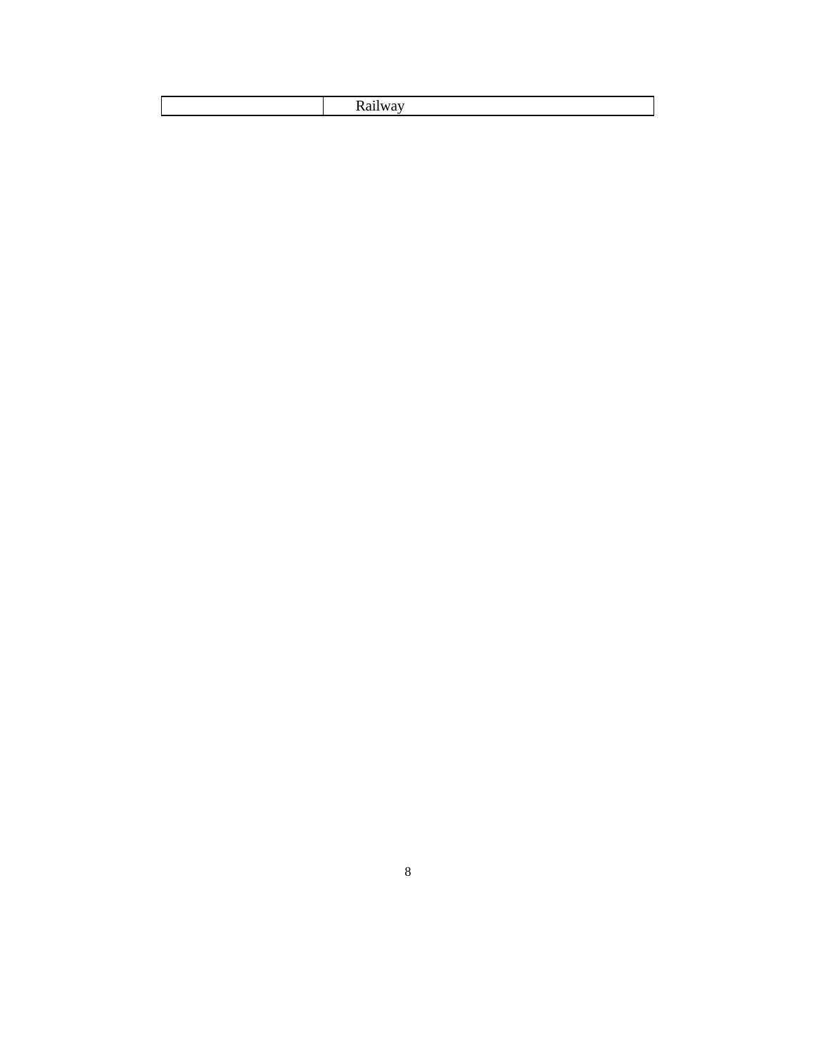|  | Railway |
| --- | --- |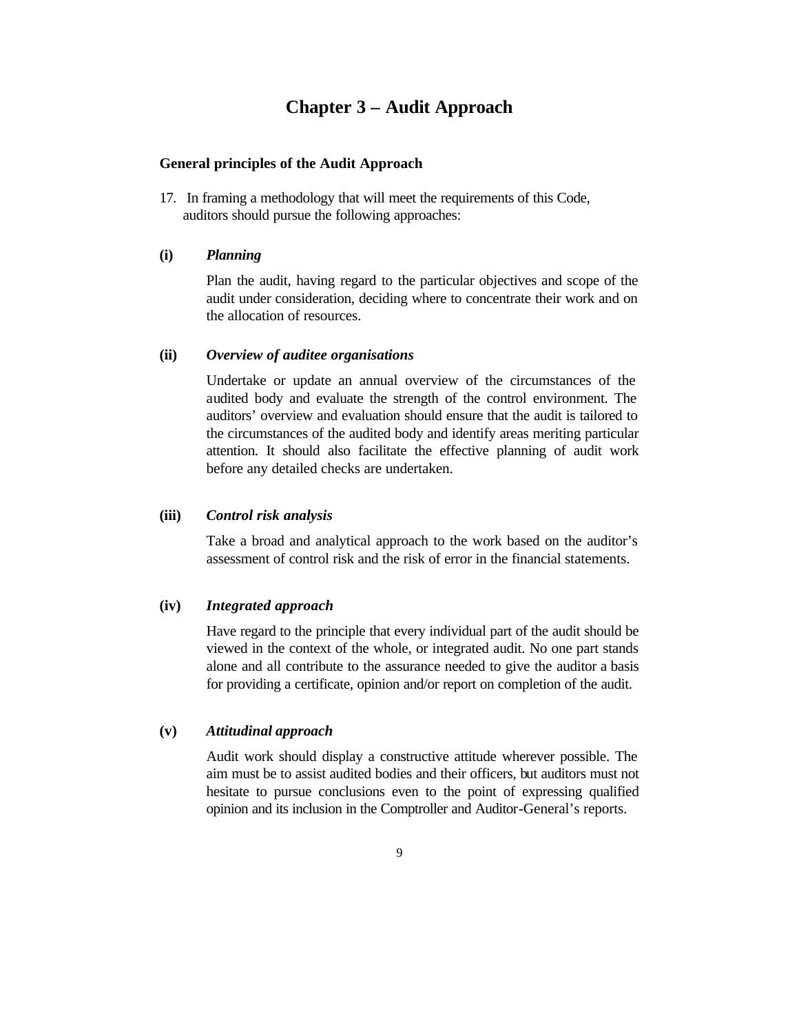# Chapter 3 – Audit Approach

### General principles of the Audit Approach

17. In framing a methodology that will meet the requirements of this Code, auditors should pursue the following approaches:

**(i)** ***Planning***

Plan the audit, having regard to the particular objectives and scope of the audit under consideration, deciding where to concentrate their work and on the allocation of resources.

**(ii)** ***Overview of auditee organisations***

Undertake or update an annual overview of the circumstances of the audited body and evaluate the strength of the control environment. The auditors' overview and evaluation should ensure that the audit is tailored to the circumstances of the audited body and identify areas meriting particular attention. It should also facilitate the effective planning of audit work before any detailed checks are undertaken.

**(iii)** ***Control risk analysis***

Take a broad and analytical approach to the work based on the auditor's assessment of control risk and the risk of error in the financial statements.

**(iv)** ***Integrated approach***

Have regard to the principle that every individual part of the audit should be viewed in the context of the whole, or integrated audit. No one part stands alone and all contribute to the assurance needed to give the auditor a basis for providing a certificate, opinion and/or report on completion of the audit.

**(v)** ***Attitudinal approach***

Audit work should display a constructive attitude wherever possible. The aim must be to assist audited bodies and their officers, but auditors must not hesitate to pursue conclusions even to the point of expressing qualified opinion and its inclusion in the Comptroller and Auditor-General's reports.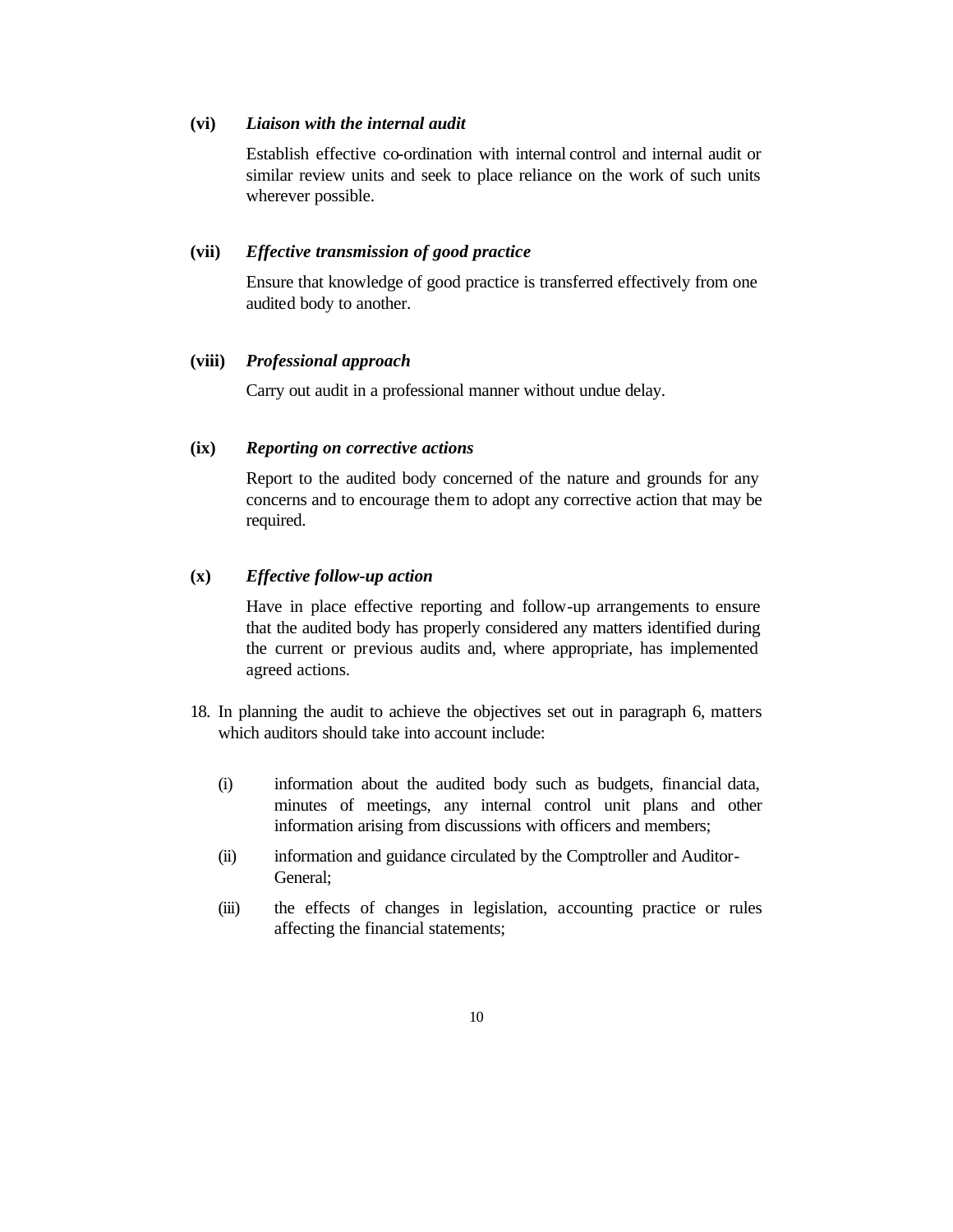**(vi)** ***Liaison with the internal audit***

Establish effective co-ordination with internal control and internal audit or similar review units and seek to place reliance on the work of such units wherever possible.

**(vii)** ***Effective transmission of good practice***

Ensure that knowledge of good practice is transferred effectively from one audited body to another.

**(viii)** ***Professional approach***

Carry out audit in a professional manner without undue delay.

**(ix)** ***Reporting on corrective actions***

Report to the audited body concerned of the nature and grounds for any concerns and to encourage them to adopt any corrective action that may be required.

**(x)** ***Effective follow-up action***

Have in place effective reporting and follow-up arrangements to ensure that the audited body has properly considered any matters identified during the current or previous audits and, where appropriate, has implemented agreed actions.

18. In planning the audit to achieve the objectives set out in paragraph 6, matters which auditors should take into account include:

    (i) information about the audited body such as budgets, financial data, minutes of meetings, any internal control unit plans and other information arising from discussions with officers and members;

    (ii) information and guidance circulated by the Comptroller and Auditor-General;

    (iii) the effects of changes in legislation, accounting practice or rules affecting the financial statements;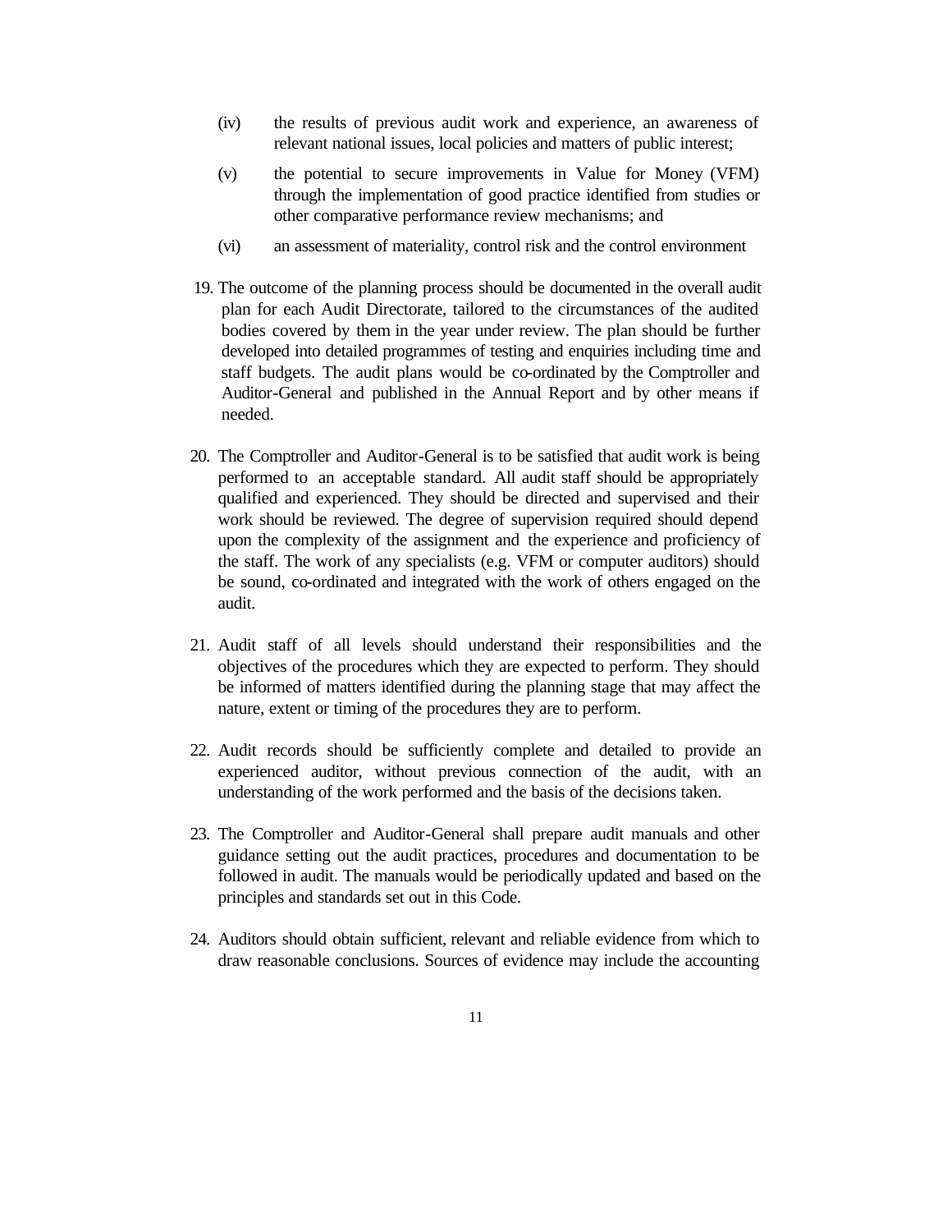(iv) the results of previous audit work and experience, an awareness of relevant national issues, local policies and matters of public interest;

(v) the potential to secure improvements in Value for Money (VFM) through the implementation of good practice identified from studies or other comparative performance review mechanisms; and

(vi) an assessment of materiality, control risk and the control environment

19. The outcome of the planning process should be documented in the overall audit plan for each Audit Directorate, tailored to the circumstances of the audited bodies covered by them in the year under review. The plan should be further developed into detailed programmes of testing and enquiries including time and staff budgets. The audit plans would be co-ordinated by the Comptroller and Auditor-General and published in the Annual Report and by other means if needed.

20. The Comptroller and Auditor-General is to be satisfied that audit work is being performed to an acceptable standard. All audit staff should be appropriately qualified and experienced. They should be directed and supervised and their work should be reviewed. The degree of supervision required should depend upon the complexity of the assignment and the experience and proficiency of the staff. The work of any specialists (e.g. VFM or computer auditors) should be sound, co-ordinated and integrated with the work of others engaged on the audit.

21. Audit staff of all levels should understand their responsibilities and the objectives of the procedures which they are expected to perform. They should be informed of matters identified during the planning stage that may affect the nature, extent or timing of the procedures they are to perform.

22. Audit records should be sufficiently complete and detailed to provide an experienced auditor, without previous connection of the audit, with an understanding of the work performed and the basis of the decisions taken.

23. The Comptroller and Auditor-General shall prepare audit manuals and other guidance setting out the audit practices, procedures and documentation to be followed in audit. The manuals would be periodically updated and based on the principles and standards set out in this Code.

24. Auditors should obtain sufficient, relevant and reliable evidence from which to draw reasonable conclusions. Sources of evidence may include the accounting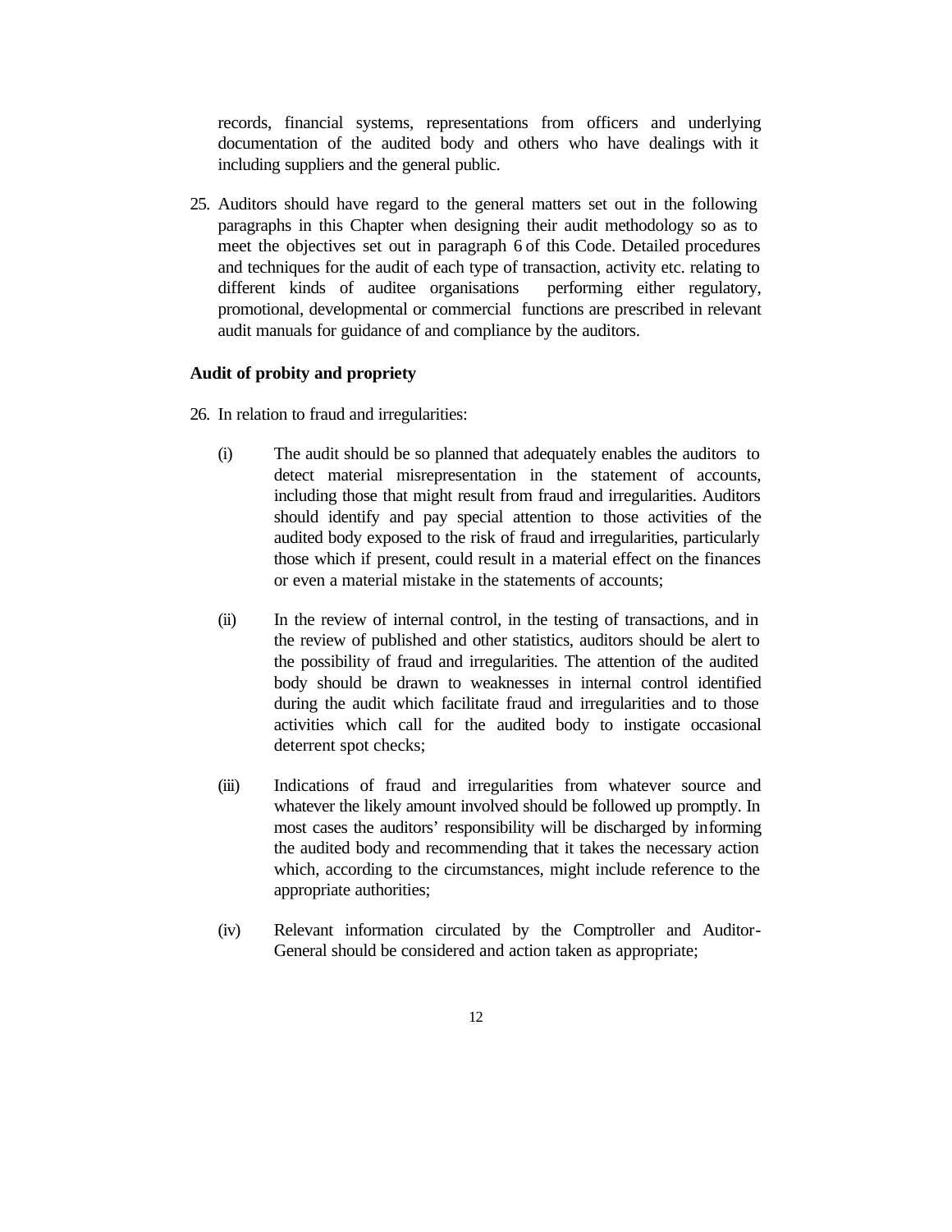records, financial systems, representations from officers and underlying documentation of the audited body and others who have dealings with it including suppliers and the general public.

25. Auditors should have regard to the general matters set out in the following paragraphs in this Chapter when designing their audit methodology so as to meet the objectives set out in paragraph 6 of this Code. Detailed procedures and techniques for the audit of each type of transaction, activity etc. relating to different kinds of auditee organisations performing either regulatory, promotional, developmental or commercial functions are prescribed in relevant audit manuals for guidance of and compliance by the auditors.

**Audit of probity and propriety**

26. In relation to fraud and irregularities:

   (i) The audit should be so planned that adequately enables the auditors to detect material misrepresentation in the statement of accounts, including those that might result from fraud and irregularities. Auditors should identify and pay special attention to those activities of the audited body exposed to the risk of fraud and irregularities, particularly those which if present, could result in a material effect on the finances or even a material mistake in the statements of accounts;

   (ii) In the review of internal control, in the testing of transactions, and in the review of published and other statistics, auditors should be alert to the possibility of fraud and irregularities. The attention of the audited body should be drawn to weaknesses in internal control identified during the audit which facilitate fraud and irregularities and to those activities which call for the audited body to instigate occasional deterrent spot checks;

   (iii) Indications of fraud and irregularities from whatever source and whatever the likely amount involved should be followed up promptly. In most cases the auditors' responsibility will be discharged by informing the audited body and recommending that it takes the necessary action which, according to the circumstances, might include reference to the appropriate authorities;

   (iv) Relevant information circulated by the Comptroller and Auditor-General should be considered and action taken as appropriate;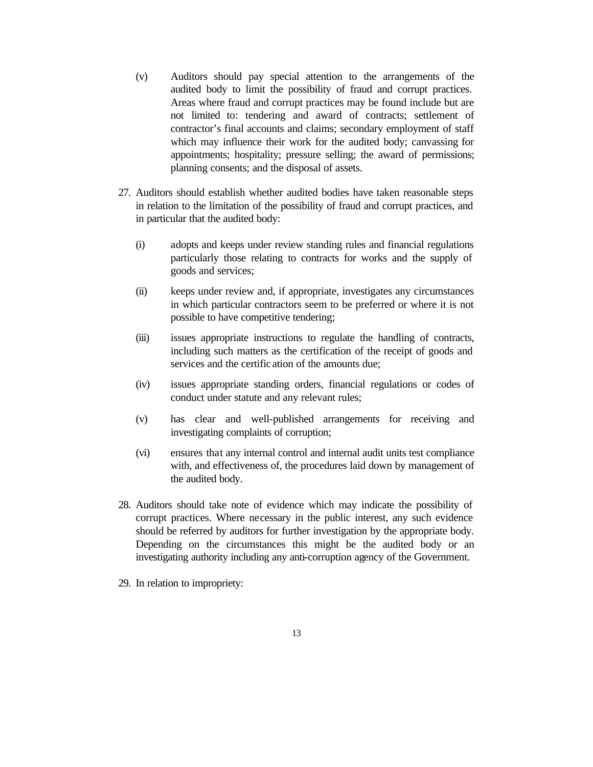(v) Auditors should pay special attention to the arrangements of the audited body to limit the possibility of fraud and corrupt practices. Areas where fraud and corrupt practices may be found include but are not limited to: tendering and award of contracts; settlement of contractor's final accounts and claims; secondary employment of staff which may influence their work for the audited body; canvassing for appointments; hospitality; pressure selling; the award of permissions; planning consents; and the disposal of assets.

27. Auditors should establish whether audited bodies have taken reasonable steps in relation to the limitation of the possibility of fraud and corrupt practices, and in particular that the audited body:

    (i) adopts and keeps under review standing rules and financial regulations particularly those relating to contracts for works and the supply of goods and services;

    (ii) keeps under review and, if appropriate, investigates any circumstances in which particular contractors seem to be preferred or where it is not possible to have competitive tendering;

    (iii) issues appropriate instructions to regulate the handling of contracts, including such matters as the certification of the receipt of goods and services and the certification of the amounts due;

    (iv) issues appropriate standing orders, financial regulations or codes of conduct under statute and any relevant rules;

    (v) has clear and well-published arrangements for receiving and investigating complaints of corruption;

    (vi) ensures that any internal control and internal audit units test compliance with, and effectiveness of, the procedures laid down by management of the audited body.

28. Auditors should take note of evidence which may indicate the possibility of corrupt practices. Where necessary in the public interest, any such evidence should be referred by auditors for further investigation by the appropriate body. Depending on the circumstances this might be the audited body or an investigating authority including any anti-corruption agency of the Government.

29. In relation to impropriety: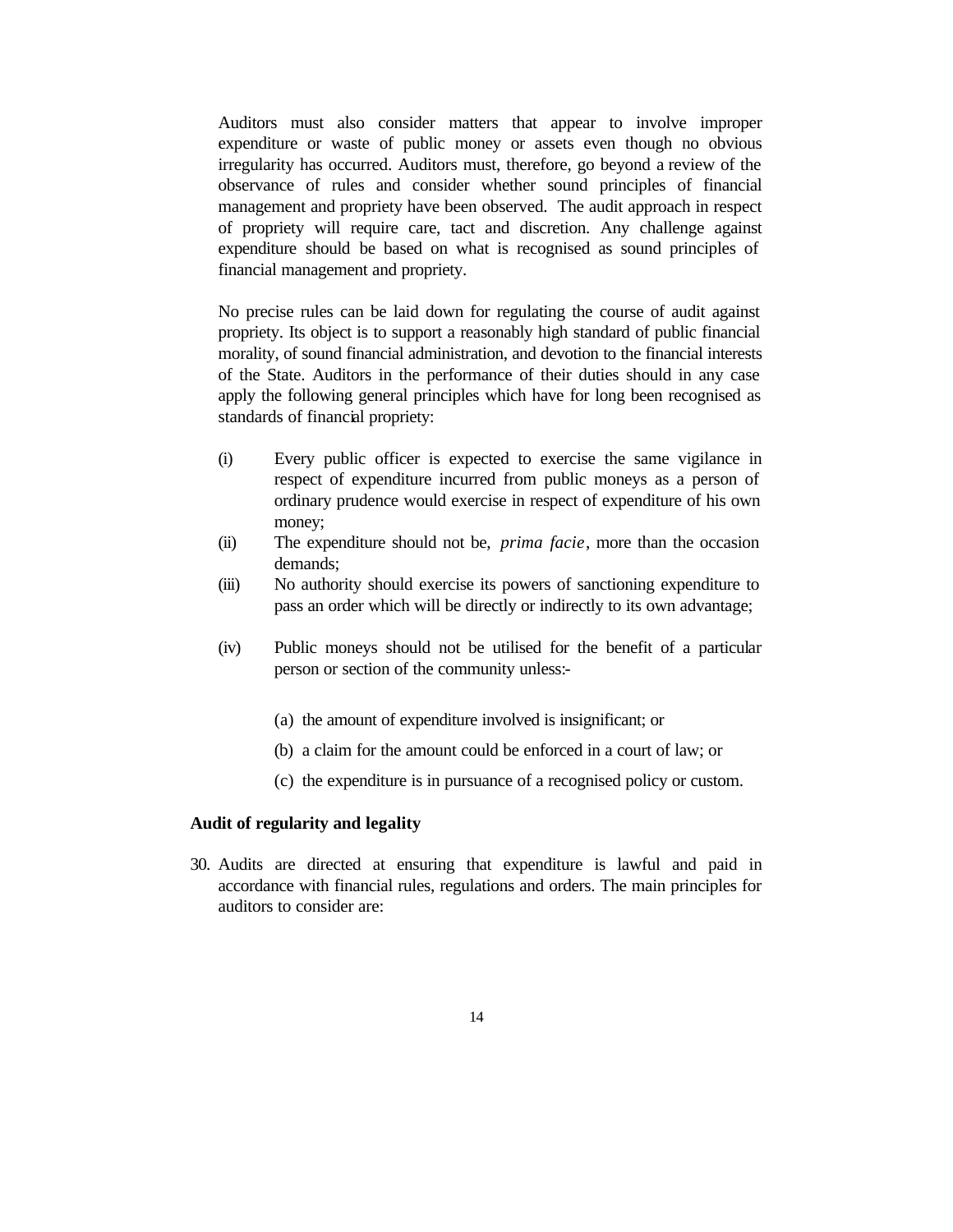Auditors must also consider matters that appear to involve improper expenditure or waste of public money or assets even though no obvious irregularity has occurred. Auditors must, therefore, go beyond a review of the observance of rules and consider whether sound principles of financial management and propriety have been observed. The audit approach in respect of propriety will require care, tact and discretion. Any challenge against expenditure should be based on what is recognised as sound principles of financial management and propriety.

No precise rules can be laid down for regulating the course of audit against propriety. Its object is to support a reasonably high standard of public financial morality, of sound financial administration, and devotion to the financial interests of the State. Auditors in the performance of their duties should in any case apply the following general principles which have for long been recognised as standards of financial propriety:

(i) Every public officer is expected to exercise the same vigilance in respect of expenditure incurred from public moneys as a person of ordinary prudence would exercise in respect of expenditure of his own money;

(ii) The expenditure should not be, *prima facie*, more than the occasion demands;

(iii) No authority should exercise its powers of sanctioning expenditure to pass an order which will be directly or indirectly to its own advantage;

(iv) Public moneys should not be utilised for the benefit of a particular person or section of the community unless:-

   (a) the amount of expenditure involved is insignificant; or

   (b) a claim for the amount could be enforced in a court of law; or

   (c) the expenditure is in pursuance of a recognised policy or custom.

**Audit of regularity and legality**

30. Audits are directed at ensuring that expenditure is lawful and paid in accordance with financial rules, regulations and orders. The main principles for auditors to consider are: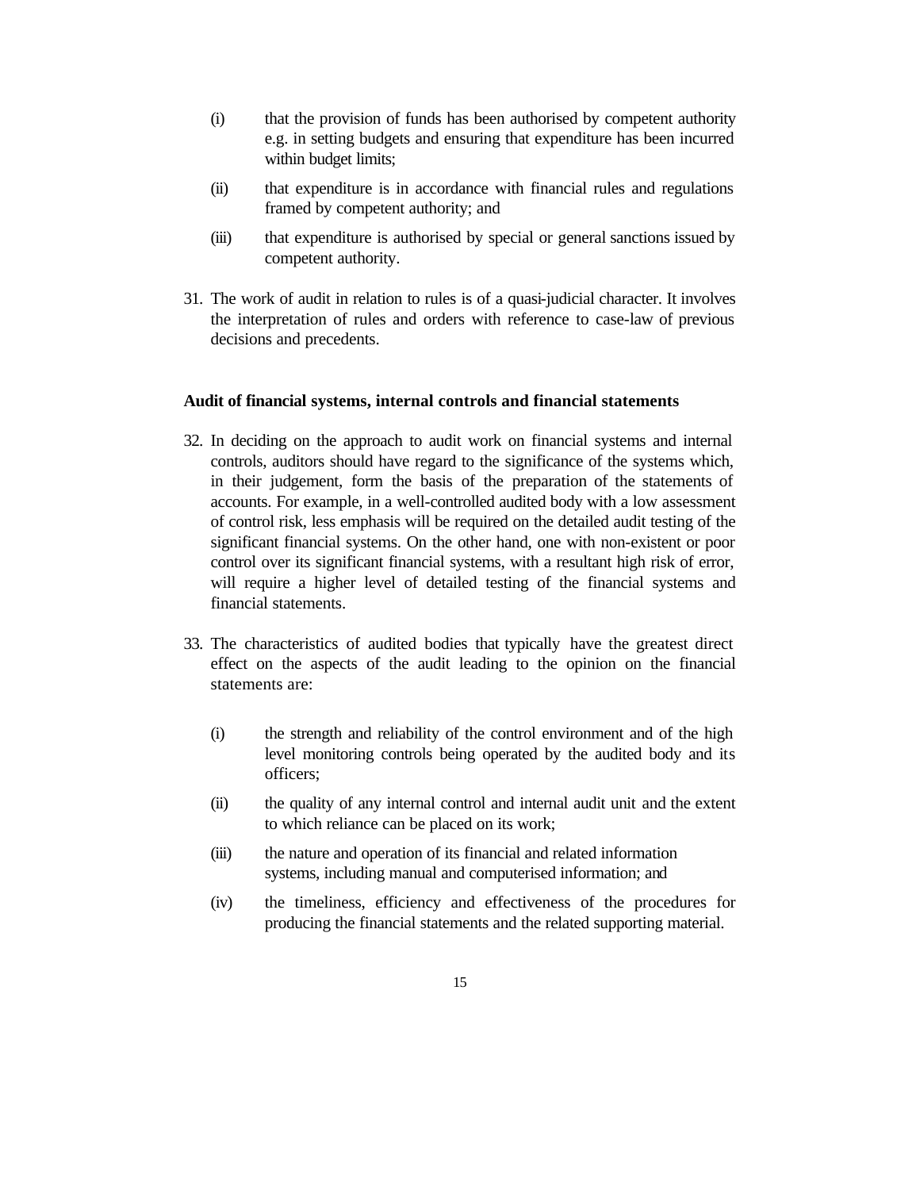(i) that the provision of funds has been authorised by competent authority e.g. in setting budgets and ensuring that expenditure has been incurred within budget limits;

(ii) that expenditure is in accordance with financial rules and regulations framed by competent authority; and

(iii) that expenditure is authorised by special or general sanctions issued by competent authority.

31. The work of audit in relation to rules is of a quasi-judicial character. It involves the interpretation of rules and orders with reference to case-law of previous decisions and precedents.

**Audit of financial systems, internal controls and financial statements**

32. In deciding on the approach to audit work on financial systems and internal controls, auditors should have regard to the significance of the systems which, in their judgement, form the basis of the preparation of the statements of accounts. For example, in a well-controlled audited body with a low assessment of control risk, less emphasis will be required on the detailed audit testing of the significant financial systems. On the other hand, one with non-existent or poor control over its significant financial systems, with a resultant high risk of error, will require a higher level of detailed testing of the financial systems and financial statements.

33. The characteristics of audited bodies that typically have the greatest direct effect on the aspects of the audit leading to the opinion on the financial statements are:

(i) the strength and reliability of the control environment and of the high level monitoring controls being operated by the audited body and its officers;

(ii) the quality of any internal control and internal audit unit and the extent to which reliance can be placed on its work;

(iii) the nature and operation of its financial and related information systems, including manual and computerised information; and

(iv) the timeliness, efficiency and effectiveness of the procedures for producing the financial statements and the related supporting material.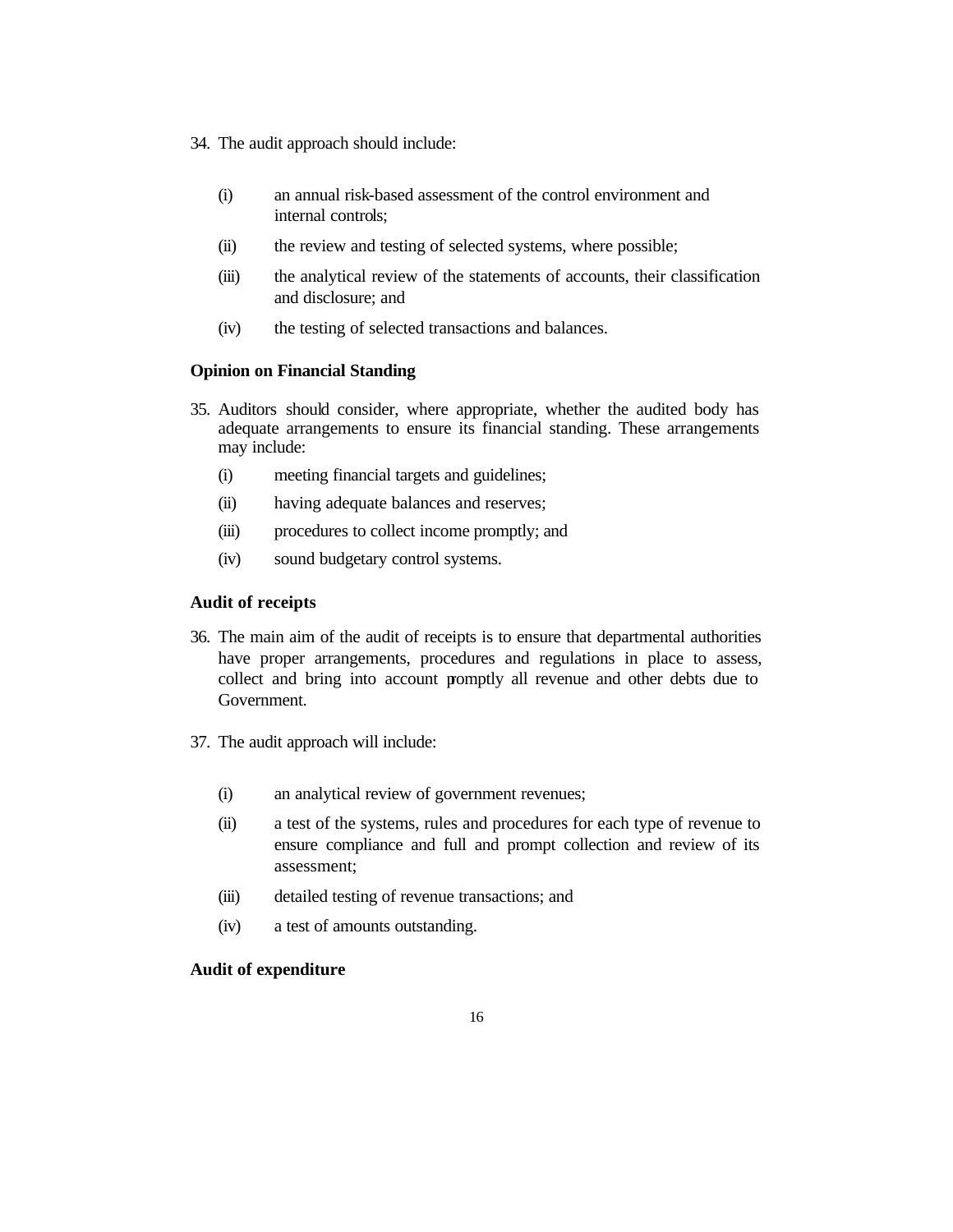34. The audit approach should include:

    (i) an annual risk-based assessment of the control environment and internal controls;

    (ii) the review and testing of selected systems, where possible;

    (iii) the analytical review of the statements of accounts, their classification and disclosure; and

    (iv) the testing of selected transactions and balances.

**Opinion on Financial Standing**

35. Auditors should consider, where appropriate, whether the audited body has adequate arrangements to ensure its financial standing. These arrangements may include:

    (i) meeting financial targets and guidelines;

    (ii) having adequate balances and reserves;

    (iii) procedures to collect income promptly; and

    (iv) sound budgetary control systems.

**Audit of receipts**

36. The main aim of the audit of receipts is to ensure that departmental authorities have proper arrangements, procedures and regulations in place to assess, collect and bring into account promptly all revenue and other debts due to Government.

37. The audit approach will include:

    (i) an analytical review of government revenues;

    (ii) a test of the systems, rules and procedures for each type of revenue to ensure compliance and full and prompt collection and review of its assessment;

    (iii) detailed testing of revenue transactions; and

    (iv) a test of amounts outstanding.

**Audit of expenditure**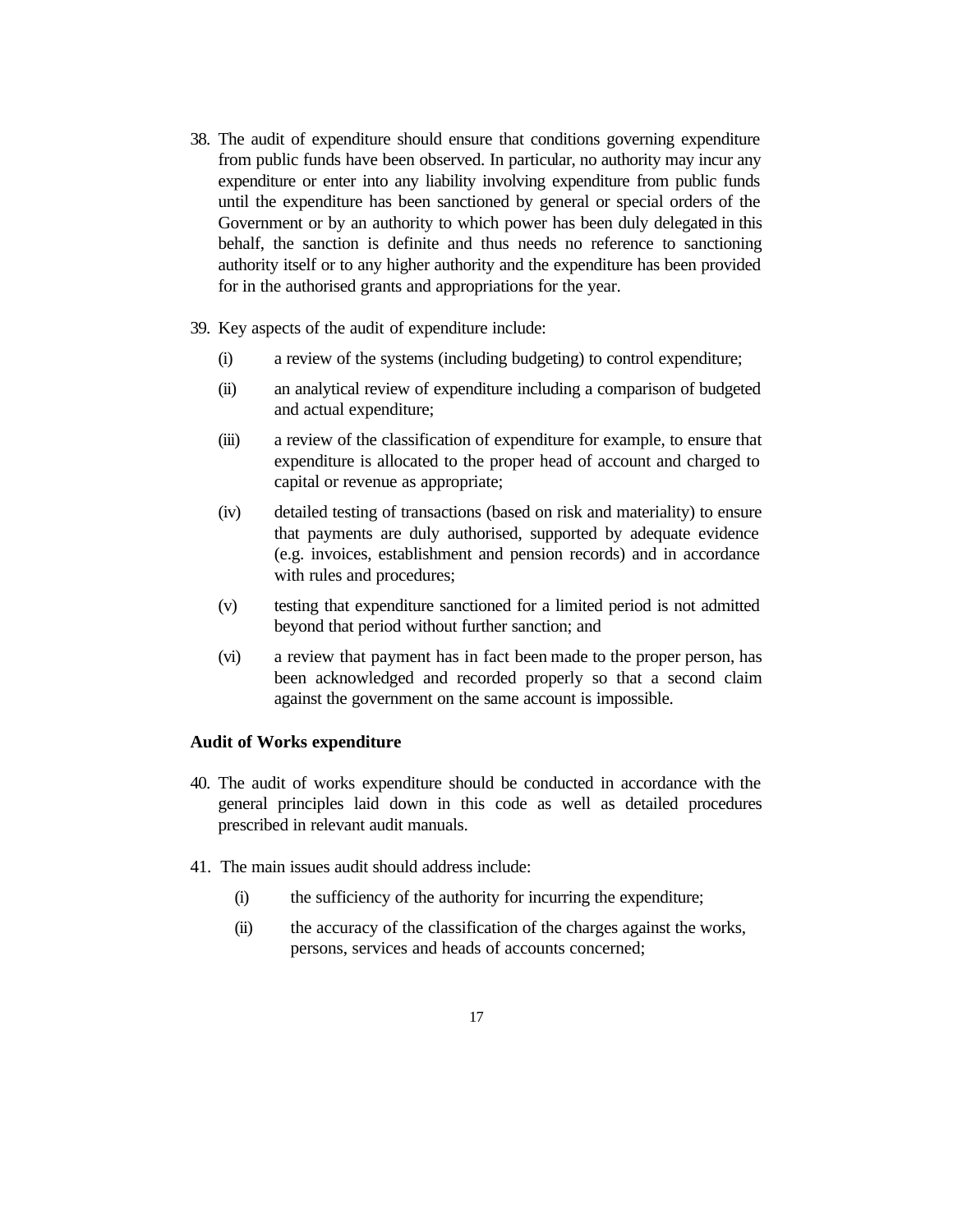38. The audit of expenditure should ensure that conditions governing expenditure from public funds have been observed. In particular, no authority may incur any expenditure or enter into any liability involving expenditure from public funds until the expenditure has been sanctioned by general or special orders of the Government or by an authority to which power has been duly delegated in this behalf, the sanction is definite and thus needs no reference to sanctioning authority itself or to any higher authority and the expenditure has been provided for in the authorised grants and appropriations for the year.

39. Key aspects of the audit of expenditure include:

    (i) a review of the systems (including budgeting) to control expenditure;

    (ii) an analytical review of expenditure including a comparison of budgeted and actual expenditure;

    (iii) a review of the classification of expenditure for example, to ensure that expenditure is allocated to the proper head of account and charged to capital or revenue as appropriate;

    (iv) detailed testing of transactions (based on risk and materiality) to ensure that payments are duly authorised, supported by adequate evidence (e.g. invoices, establishment and pension records) and in accordance with rules and procedures;

    (v) testing that expenditure sanctioned for a limited period is not admitted beyond that period without further sanction; and

    (vi) a review that payment has in fact been made to the proper person, has been acknowledged and recorded properly so that a second claim against the government on the same account is impossible.

**Audit of Works expenditure**

40. The audit of works expenditure should be conducted in accordance with the general principles laid down in this code as well as detailed procedures prescribed in relevant audit manuals.

41. The main issues audit should address include:

    (i) the sufficiency of the authority for incurring the expenditure;

    (ii) the accuracy of the classification of the charges against the works, persons, services and heads of accounts concerned;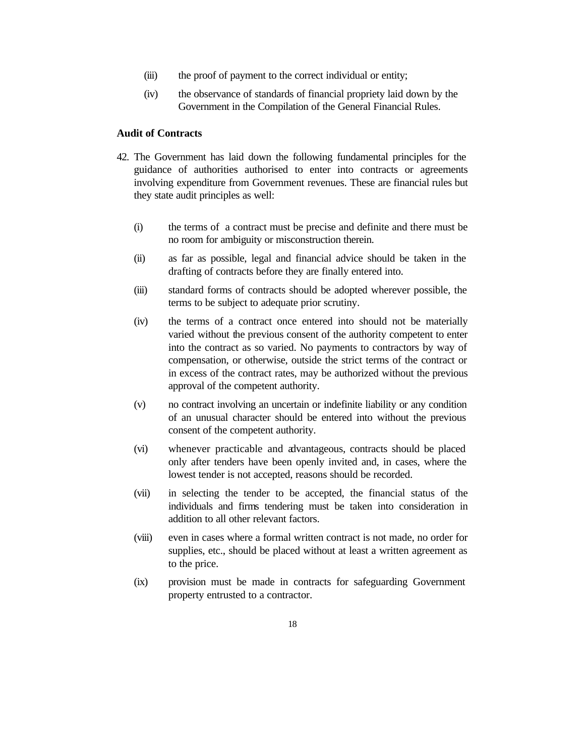(iii) the proof of payment to the correct individual or entity;

(iv) the observance of standards of financial propriety laid down by the Government in the Compilation of the General Financial Rules.

**Audit of Contracts**

42. The Government has laid down the following fundamental principles for the guidance of authorities authorised to enter into contracts or agreements involving expenditure from Government revenues. These are financial rules but they state audit principles as well:

(i) the terms of a contract must be precise and definite and there must be no room for ambiguity or misconstruction therein.

(ii) as far as possible, legal and financial advice should be taken in the drafting of contracts before they are finally entered into.

(iii) standard forms of contracts should be adopted wherever possible, the terms to be subject to adequate prior scrutiny.

(iv) the terms of a contract once entered into should not be materially varied without the previous consent of the authority competent to enter into the contract as so varied. No payments to contractors by way of compensation, or otherwise, outside the strict terms of the contract or in excess of the contract rates, may be authorized without the previous approval of the competent authority.

(v) no contract involving an uncertain or indefinite liability or any condition of an unusual character should be entered into without the previous consent of the competent authority.

(vi) whenever practicable and advantageous, contracts should be placed only after tenders have been openly invited and, in cases, where the lowest tender is not accepted, reasons should be recorded.

(vii) in selecting the tender to be accepted, the financial status of the individuals and firms tendering must be taken into consideration in addition to all other relevant factors.

(viii) even in cases where a formal written contract is not made, no order for supplies, etc., should be placed without at least a written agreement as to the price.

(ix) provision must be made in contracts for safeguarding Government property entrusted to a contractor.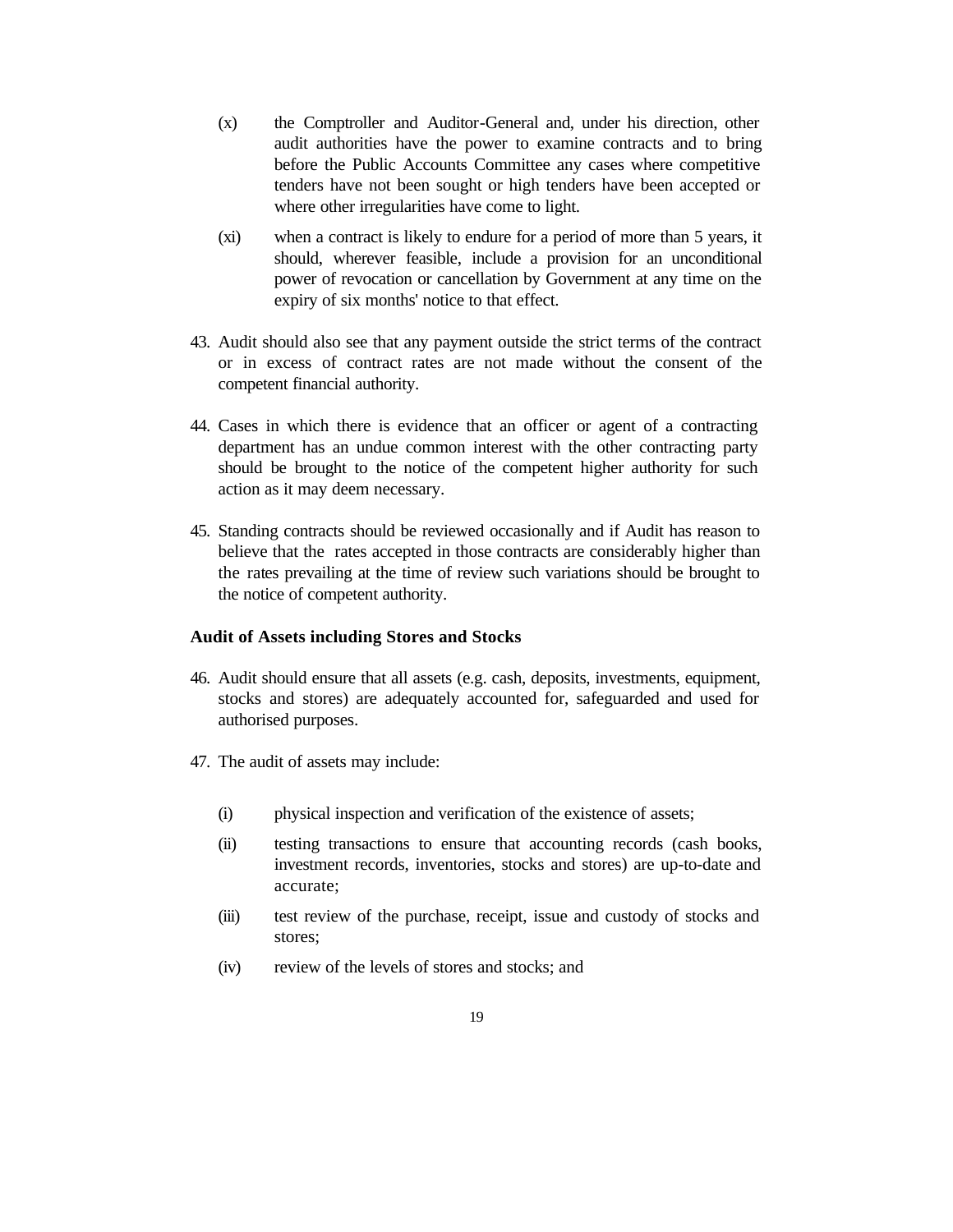(x) the Comptroller and Auditor-General and, under his direction, other audit authorities have the power to examine contracts and to bring before the Public Accounts Committee any cases where competitive tenders have not been sought or high tenders have been accepted or where other irregularities have come to light.

(xi) when a contract is likely to endure for a period of more than 5 years, it should, wherever feasible, include a provision for an unconditional power of revocation or cancellation by Government at any time on the expiry of six months' notice to that effect.

43. Audit should also see that any payment outside the strict terms of the contract or in excess of contract rates are not made without the consent of the competent financial authority.

44. Cases in which there is evidence that an officer or agent of a contracting department has an undue common interest with the other contracting party should be brought to the notice of the competent higher authority for such action as it may deem necessary.

45. Standing contracts should be reviewed occasionally and if Audit has reason to believe that the rates accepted in those contracts are considerably higher than the rates prevailing at the time of review such variations should be brought to the notice of competent authority.

**Audit of Assets including Stores and Stocks**

46. Audit should ensure that all assets (e.g. cash, deposits, investments, equipment, stocks and stores) are adequately accounted for, safeguarded and used for authorised purposes.

47. The audit of assets may include:

(i) physical inspection and verification of the existence of assets;

(ii) testing transactions to ensure that accounting records (cash books, investment records, inventories, stocks and stores) are up-to-date and accurate;

(iii) test review of the purchase, receipt, issue and custody of stocks and stores;

(iv) review of the levels of stores and stocks; and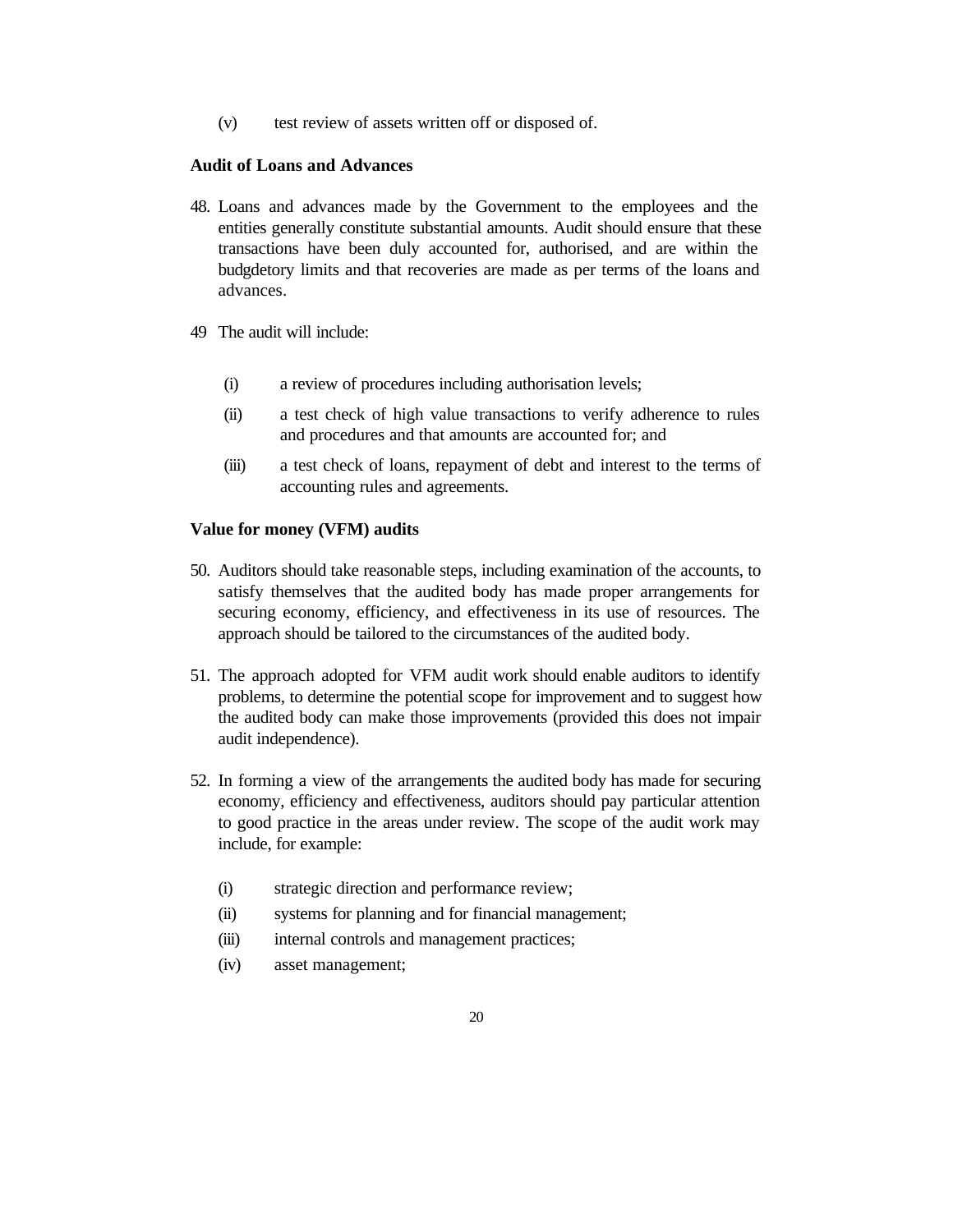(v) test review of assets written off or disposed of.

**Audit of Loans and Advances**

48. Loans and advances made by the Government to the employees and the entities generally constitute substantial amounts. Audit should ensure that these transactions have been duly accounted for, authorised, and are within the budgdetory limits and that recoveries are made as per terms of the loans and advances.

49 The audit will include:

(i) a review of procedures including authorisation levels;

(ii) a test check of high value transactions to verify adherence to rules and procedures and that amounts are accounted for; and

(iii) a test check of loans, repayment of debt and interest to the terms of accounting rules and agreements.

**Value for money (VFM) audits**

50. Auditors should take reasonable steps, including examination of the accounts, to satisfy themselves that the audited body has made proper arrangements for securing economy, efficiency, and effectiveness in its use of resources. The approach should be tailored to the circumstances of the audited body.

51. The approach adopted for VFM audit work should enable auditors to identify problems, to determine the potential scope for improvement and to suggest how the audited body can make those improvements (provided this does not impair audit independence).

52. In forming a view of the arrangements the audited body has made for securing economy, efficiency and effectiveness, auditors should pay particular attention to good practice in the areas under review. The scope of the audit work may include, for example:

(i) strategic direction and performance review;

(ii) systems for planning and for financial management;

(iii) internal controls and management practices;

(iv) asset management;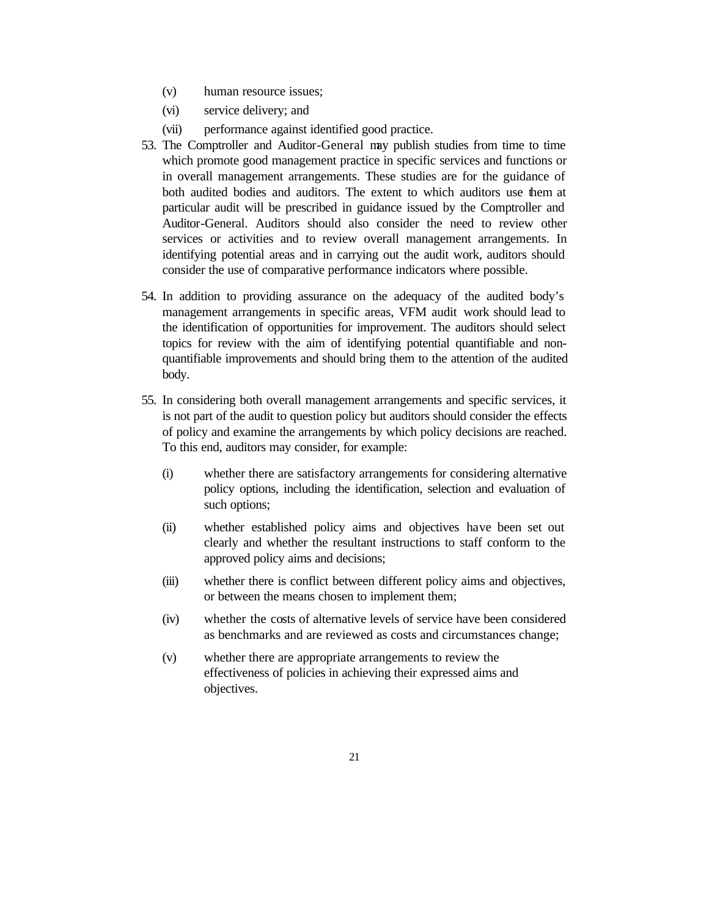(v) human resource issues;

(vi) service delivery; and

(vii) performance against identified good practice.

53. The Comptroller and Auditor-General may publish studies from time to time which promote good management practice in specific services and functions or in overall management arrangements. These studies are for the guidance of both audited bodies and auditors. The extent to which auditors use them at particular audit will be prescribed in guidance issued by the Comptroller and Auditor-General. Auditors should also consider the need to review other services or activities and to review overall management arrangements. In identifying potential areas and in carrying out the audit work, auditors should consider the use of comparative performance indicators where possible.

54. In addition to providing assurance on the adequacy of the audited body's management arrangements in specific areas, VFM audit work should lead to the identification of opportunities for improvement. The auditors should select topics for review with the aim of identifying potential quantifiable and non-quantifiable improvements and should bring them to the attention of the audited body.

55. In considering both overall management arrangements and specific services, it is not part of the audit to question policy but auditors should consider the effects of policy and examine the arrangements by which policy decisions are reached. To this end, auditors may consider, for example:

    (i) whether there are satisfactory arrangements for considering alternative policy options, including the identification, selection and evaluation of such options;

    (ii) whether established policy aims and objectives have been set out clearly and whether the resultant instructions to staff conform to the approved policy aims and decisions;

    (iii) whether there is conflict between different policy aims and objectives, or between the means chosen to implement them;

    (iv) whether the costs of alternative levels of service have been considered as benchmarks and are reviewed as costs and circumstances change;

    (v) whether there are appropriate arrangements to review the effectiveness of policies in achieving their expressed aims and objectives.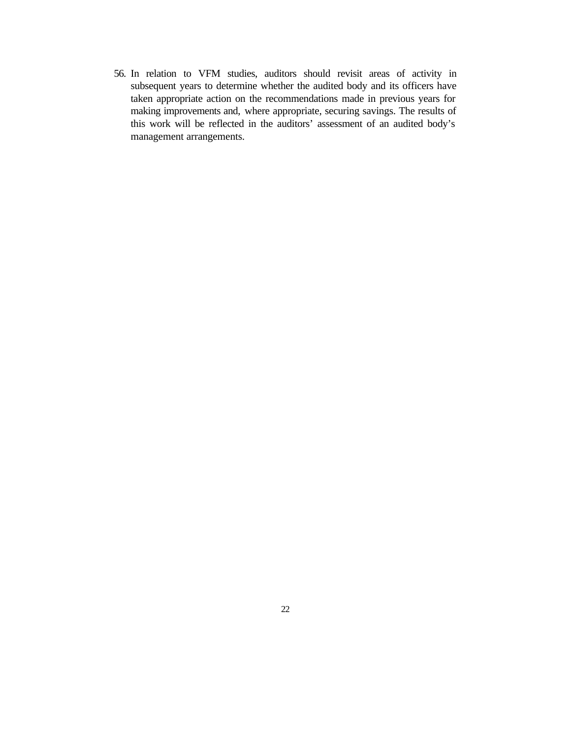56. In relation to VFM studies, auditors should revisit areas of activity in subsequent years to determine whether the audited body and its officers have taken appropriate action on the recommendations made in previous years for making improvements and, where appropriate, securing savings. The results of this work will be reflected in the auditors' assessment of an audited body's management arrangements.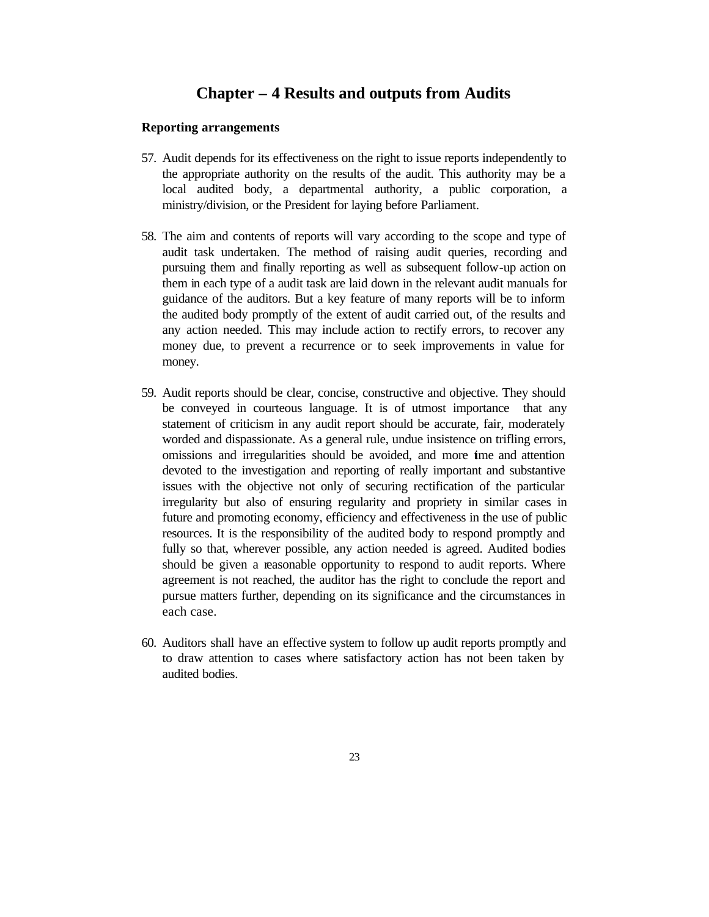# Chapter – 4 Results and outputs from Audits

**Reporting arrangements**

57. Audit depends for its effectiveness on the right to issue reports independently to the appropriate authority on the results of the audit. This authority may be a local audited body, a departmental authority, a public corporation, a ministry/division, or the President for laying before Parliament.

58. The aim and contents of reports will vary according to the scope and type of audit task undertaken. The method of raising audit queries, recording and pursuing them and finally reporting as well as subsequent follow-up action on them in each type of a audit task are laid down in the relevant audit manuals for guidance of the auditors. But a key feature of many reports will be to inform the audited body promptly of the extent of audit carried out, of the results and any action needed. This may include action to rectify errors, to recover any money due, to prevent a recurrence or to seek improvements in value for money.

59. Audit reports should be clear, concise, constructive and objective. They should be conveyed in courteous language. It is of utmost importance that any statement of criticism in any audit report should be accurate, fair, moderately worded and dispassionate. As a general rule, undue insistence on trifling errors, omissions and irregularities should be avoided, and more time and attention devoted to the investigation and reporting of really important and substantive issues with the objective not only of securing rectification of the particular irregularity but also of ensuring regularity and propriety in similar cases in future and promoting economy, efficiency and effectiveness in the use of public resources. It is the responsibility of the audited body to respond promptly and fully so that, wherever possible, any action needed is agreed. Audited bodies should be given a reasonable opportunity to respond to audit reports. Where agreement is not reached, the auditor has the right to conclude the report and pursue matters further, depending on its significance and the circumstances in each case.

60. Auditors shall have an effective system to follow up audit reports promptly and to draw attention to cases where satisfactory action has not been taken by audited bodies.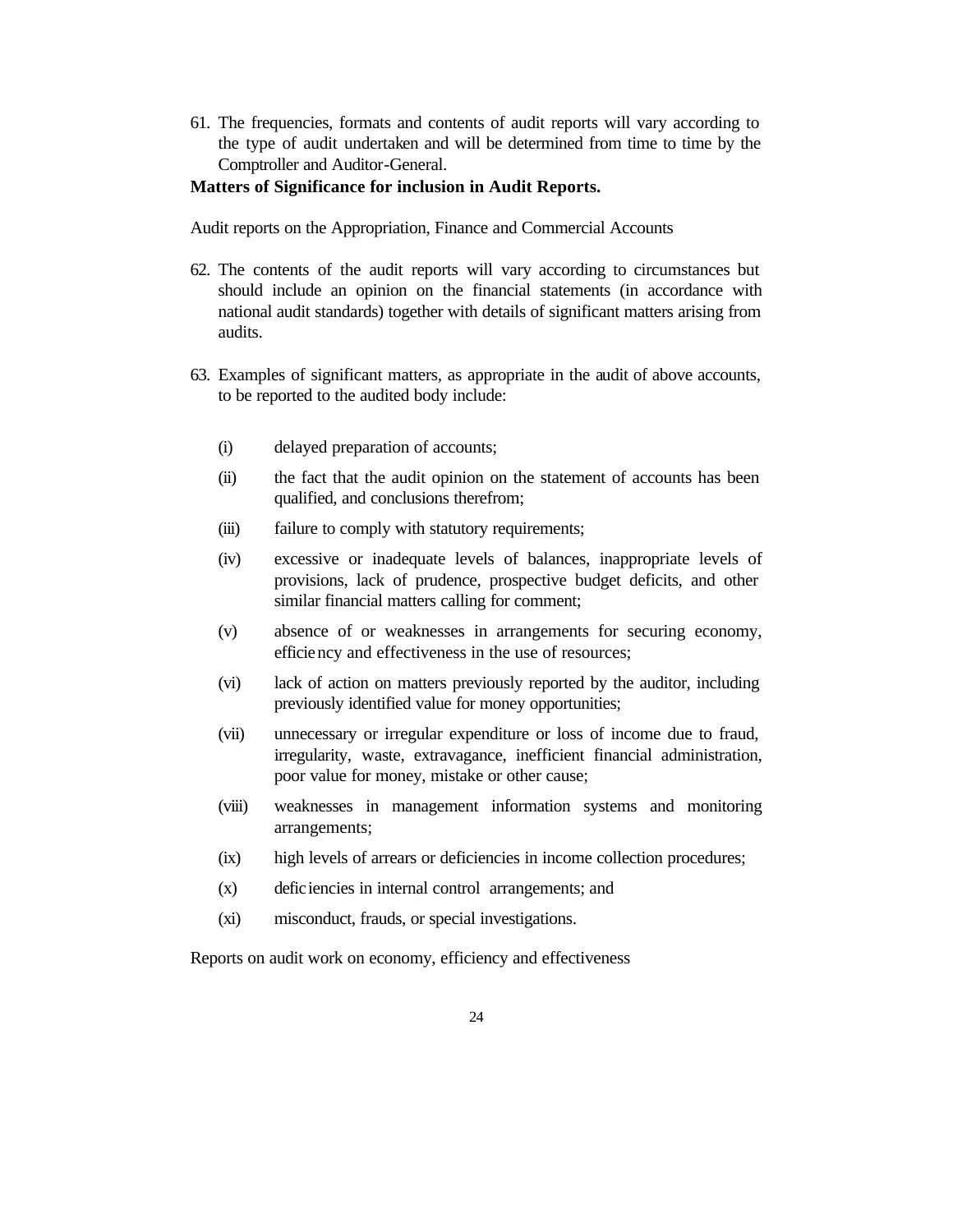61. The frequencies, formats and contents of audit reports will vary according to the type of audit undertaken and will be determined from time to time by the Comptroller and Auditor-General.

**Matters of Significance for inclusion in Audit Reports.**

Audit reports on the Appropriation, Finance and Commercial Accounts

62. The contents of the audit reports will vary according to circumstances but should include an opinion on the financial statements (in accordance with national audit standards) together with details of significant matters arising from audits.

63. Examples of significant matters, as appropriate in the audit of above accounts, to be reported to the audited body include:

    (i) delayed preparation of accounts;

    (ii) the fact that the audit opinion on the statement of accounts has been qualified, and conclusions therefrom;

    (iii) failure to comply with statutory requirements;

    (iv) excessive or inadequate levels of balances, inappropriate levels of provisions, lack of prudence, prospective budget deficits, and other similar financial matters calling for comment;

    (v) absence of or weaknesses in arrangements for securing economy, efficiency and effectiveness in the use of resources;

    (vi) lack of action on matters previously reported by the auditor, including previously identified value for money opportunities;

    (vii) unnecessary or irregular expenditure or loss of income due to fraud, irregularity, waste, extravagance, inefficient financial administration, poor value for money, mistake or other cause;

    (viii) weaknesses in management information systems and monitoring arrangements;

    (ix) high levels of arrears or deficiencies in income collection procedures;

    (x) deficiencies in internal control arrangements; and

    (xi) misconduct, frauds, or special investigations.

Reports on audit work on economy, efficiency and effectiveness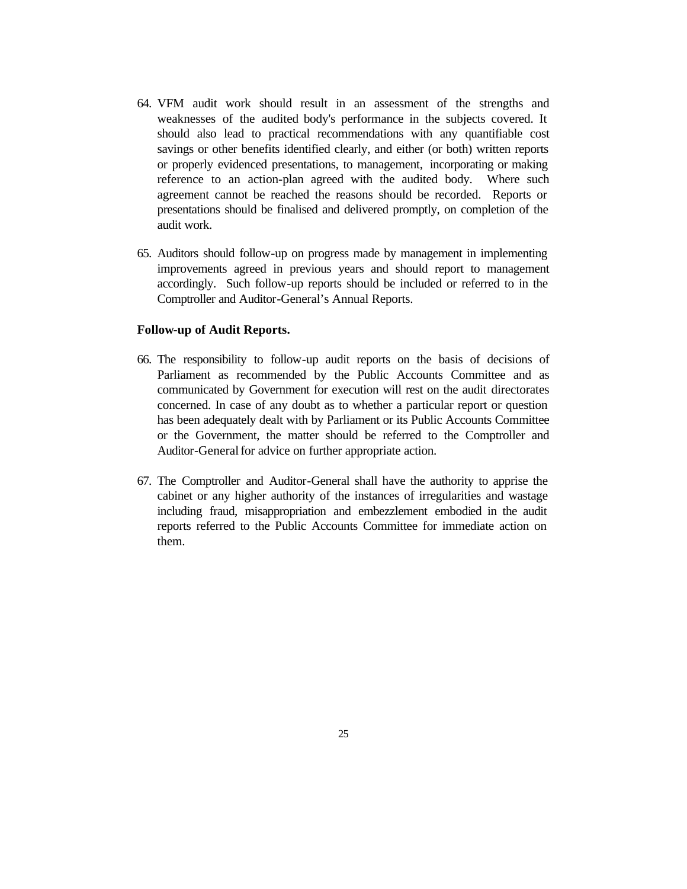64. VFM audit work should result in an assessment of the strengths and weaknesses of the audited body's performance in the subjects covered. It should also lead to practical recommendations with any quantifiable cost savings or other benefits identified clearly, and either (or both) written reports or properly evidenced presentations, to management, incorporating or making reference to an action-plan agreed with the audited body. Where such agreement cannot be reached the reasons should be recorded. Reports or presentations should be finalised and delivered promptly, on completion of the audit work.

65. Auditors should follow-up on progress made by management in implementing improvements agreed in previous years and should report to management accordingly. Such follow-up reports should be included or referred to in the Comptroller and Auditor-General's Annual Reports.

**Follow-up of Audit Reports.**

66. The responsibility to follow-up audit reports on the basis of decisions of Parliament as recommended by the Public Accounts Committee and as communicated by Government for execution will rest on the audit directorates concerned. In case of any doubt as to whether a particular report or question has been adequately dealt with by Parliament or its Public Accounts Committee or the Government, the matter should be referred to the Comptroller and Auditor-General for advice on further appropriate action.

67. The Comptroller and Auditor-General shall have the authority to apprise the cabinet or any higher authority of the instances of irregularities and wastage including fraud, misappropriation and embezzlement embodied in the audit reports referred to the Public Accounts Committee for immediate action on them.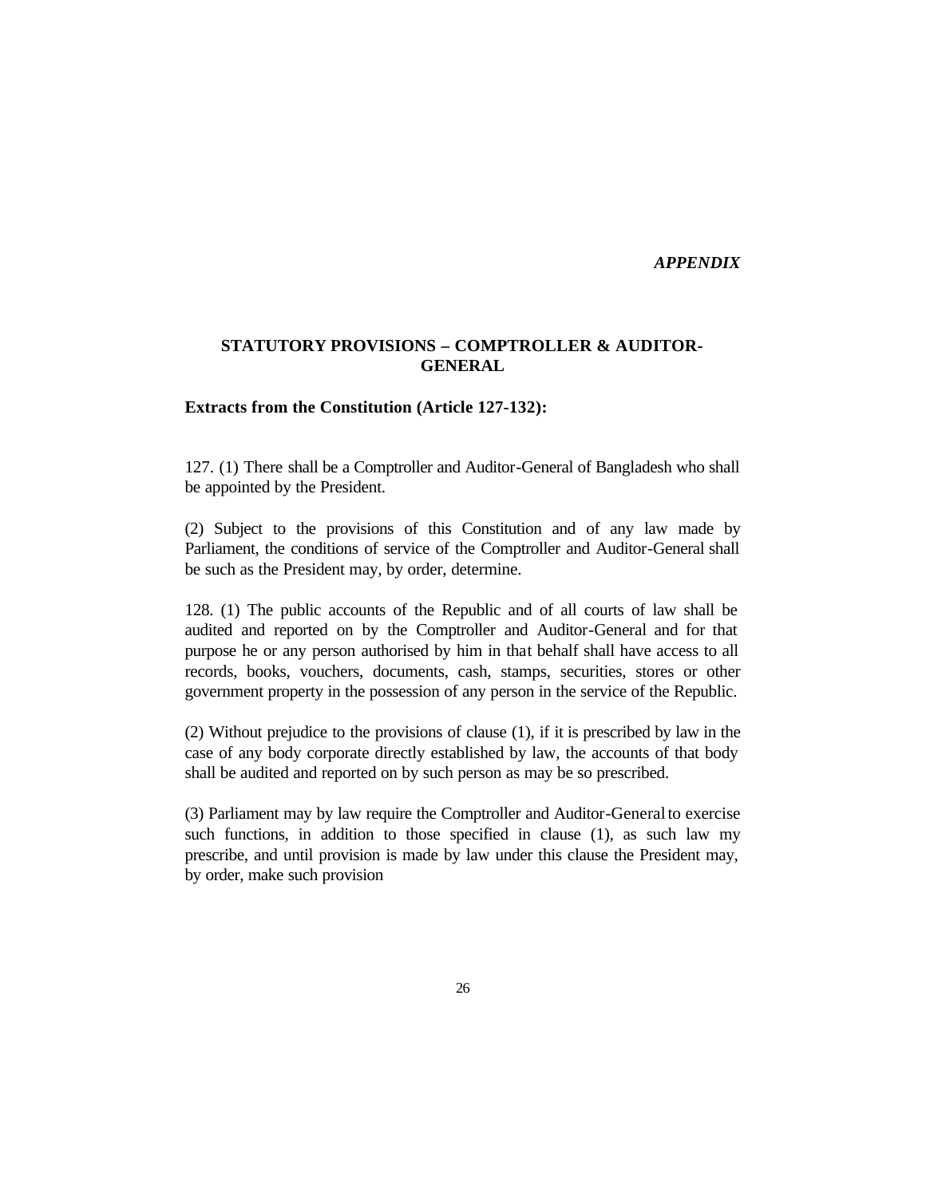*APPENDIX*

## STATUTORY PROVISIONS – COMPTROLLER & AUDITOR-GENERAL

### Extracts from the Constitution (Article 127-132):

127. (1) There shall be a Comptroller and Auditor-General of Bangladesh who shall be appointed by the President.

(2) Subject to the provisions of this Constitution and of any law made by Parliament, the conditions of service of the Comptroller and Auditor-General shall be such as the President may, by order, determine.

128. (1) The public accounts of the Republic and of all courts of law shall be audited and reported on by the Comptroller and Auditor-General and for that purpose he or any person authorised by him in that behalf shall have access to all records, books, vouchers, documents, cash, stamps, securities, stores or other government property in the possession of any person in the service of the Republic.

(2) Without prejudice to the provisions of clause (1), if it is prescribed by law in the case of any body corporate directly established by law, the accounts of that body shall be audited and reported on by such person as may be so prescribed.

(3) Parliament may by law require the Comptroller and Auditor-General to exercise such functions, in addition to those specified in clause (1), as such law my prescribe, and until provision is made by law under this clause the President may, by order, make such provision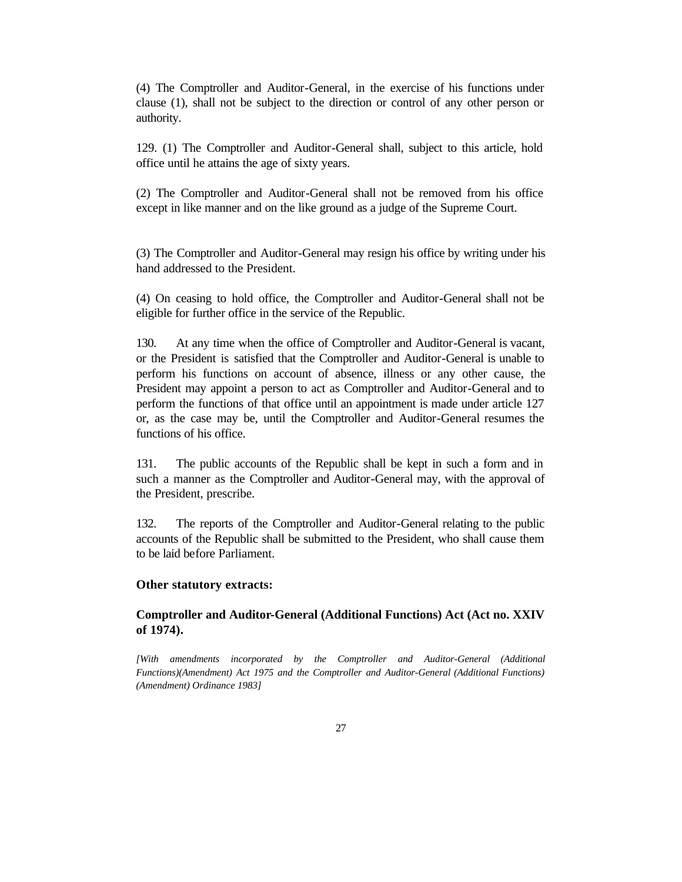(4) The Comptroller and Auditor-General, in the exercise of his functions under clause (1), shall not be subject to the direction or control of any other person or authority.

129. (1) The Comptroller and Auditor-General shall, subject to this article, hold office until he attains the age of sixty years.

(2) The Comptroller and Auditor-General shall not be removed from his office except in like manner and on the like ground as a judge of the Supreme Court.

(3) The Comptroller and Auditor-General may resign his office by writing under his hand addressed to the President.

(4) On ceasing to hold office, the Comptroller and Auditor-General shall not be eligible for further office in the service of the Republic.

130. At any time when the office of Comptroller and Auditor-General is vacant, or the President is satisfied that the Comptroller and Auditor-General is unable to perform his functions on account of absence, illness or any other cause, the President may appoint a person to act as Comptroller and Auditor-General and to perform the functions of that office until an appointment is made under article 127 or, as the case may be, until the Comptroller and Auditor-General resumes the functions of his office.

131. The public accounts of the Republic shall be kept in such a form and in such a manner as the Comptroller and Auditor-General may, with the approval of the President, prescribe.

132. The reports of the Comptroller and Auditor-General relating to the public accounts of the Republic shall be submitted to the President, who shall cause them to be laid before Parliament.

**Other statutory extracts:**

**Comptroller and Auditor-General (Additional Functions) Act (Act no. XXIV of 1974).**

*[With amendments incorporated by the Comptroller and Auditor-General (Additional Functions)(Amendment) Act 1975 and the Comptroller and Auditor-General (Additional Functions) (Amendment) Ordinance 1983]*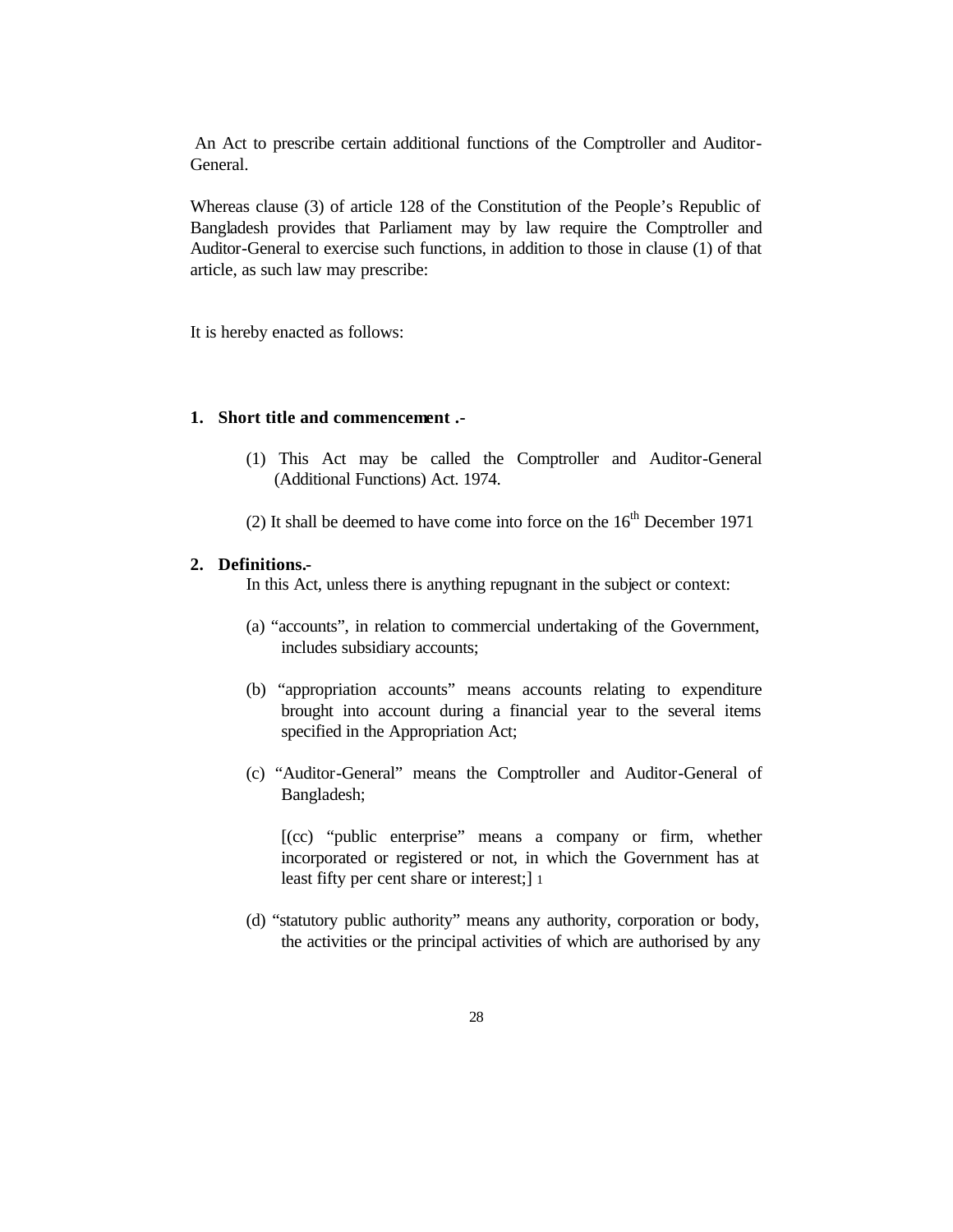An Act to prescribe certain additional functions of the Comptroller and Auditor-General.

Whereas clause (3) of article 128 of the Constitution of the People's Republic of Bangladesh provides that Parliament may by law require the Comptroller and Auditor-General to exercise such functions, in addition to those in clause (1) of that article, as such law may prescribe:

It is hereby enacted as follows:

**1. Short title and commencement .-**

(1) This Act may be called the Comptroller and Auditor-General (Additional Functions) Act. 1974.

(2) It shall be deemed to have come into force on the 16th December 1971

**2. Definitions.-**

In this Act, unless there is anything repugnant in the subject or context:

(a) "accounts", in relation to commercial undertaking of the Government, includes subsidiary accounts;

(b) "appropriation accounts" means accounts relating to expenditure brought into account during a financial year to the several items specified in the Appropriation Act;

(c) "Auditor-General" means the Comptroller and Auditor-General of Bangladesh;

[(cc) "public enterprise" means a company or firm, whether incorporated or registered or not, in which the Government has at least fifty per cent share or interest;] [1]

(d) "statutory public authority" means any authority, corporation or body, the activities or the principal activities of which are authorised by any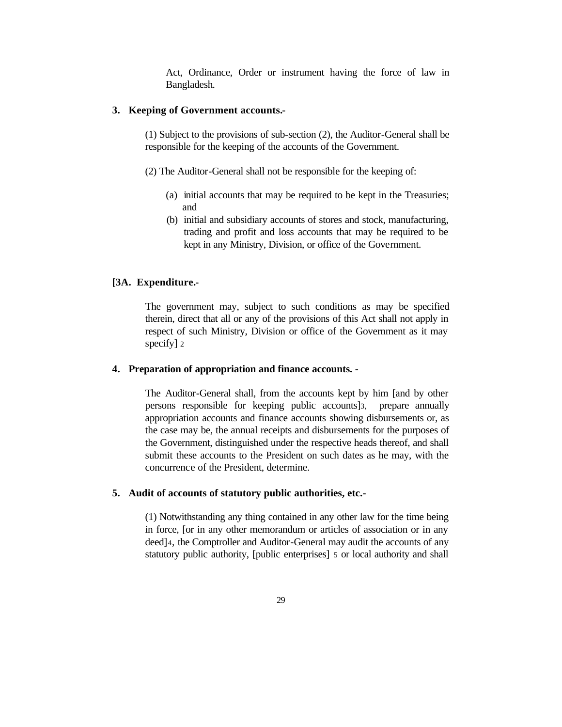Act, Ordinance, Order or instrument having the force of law in Bangladesh.

### 3. Keeping of Government accounts.-

(1) Subject to the provisions of sub-section (2), the Auditor-General shall be responsible for the keeping of the accounts of the Government.

(2) The Auditor-General shall not be responsible for the keeping of:

(a) initial accounts that may be required to be kept in the Treasuries; and

(b) initial and subsidiary accounts of stores and stock, manufacturing, trading and profit and loss accounts that may be required to be kept in any Ministry, Division, or office of the Government.

### [3A. Expenditure.-

The government may, subject to such conditions as may be specified therein, direct that all or any of the provisions of this Act shall not apply in respect of such Ministry, Division or office of the Government as it may specify] [2]

### 4. Preparation of appropriation and finance accounts. -

The Auditor-General shall, from the accounts kept by him [and by other persons responsible for keeping public accounts][3], prepare annually appropriation accounts and finance accounts showing disbursements or, as the case may be, the annual receipts and disbursements for the purposes of the Government, distinguished under the respective heads thereof, and shall submit these accounts to the President on such dates as he may, with the concurrence of the President, determine.

### 5. Audit of accounts of statutory public authorities, etc.-

(1) Notwithstanding any thing contained in any other law for the time being in force, [or in any other memorandum or articles of association or in any deed][4], the Comptroller and Auditor-General may audit the accounts of any statutory public authority, [public enterprises] [5] or local authority and shall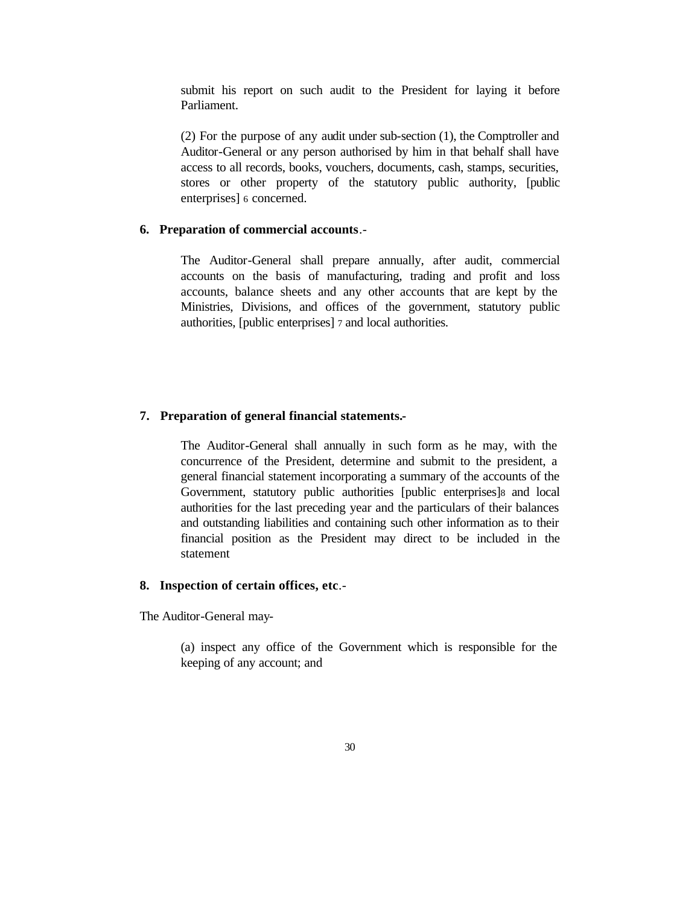submit his report on such audit to the President for laying it before Parliament.

(2) For the purpose of any audit under sub-section (1), the Comptroller and Auditor-General or any person authorised by him in that behalf shall have access to all records, books, vouchers, documents, cash, stamps, securities, stores or other property of the statutory public authority, [public enterprises] [6] concerned.

**6. Preparation of commercial accounts**.-

The Auditor-General shall prepare annually, after audit, commercial accounts on the basis of manufacturing, trading and profit and loss accounts, balance sheets and any other accounts that are kept by the Ministries, Divisions, and offices of the government, statutory public authorities, [public enterprises] [7] and local authorities.

**7. Preparation of general financial statements.-**

The Auditor-General shall annually in such form as he may, with the concurrence of the President, determine and submit to the president, a general financial statement incorporating a summary of the accounts of the Government, statutory public authorities [public enterprises][8] and local authorities for the last preceding year and the particulars of their balances and outstanding liabilities and containing such other information as to their financial position as the President may direct to be included in the statement

**8. Inspection of certain offices, etc**.-

The Auditor-General may-

(a) inspect any office of the Government which is responsible for the keeping of any account; and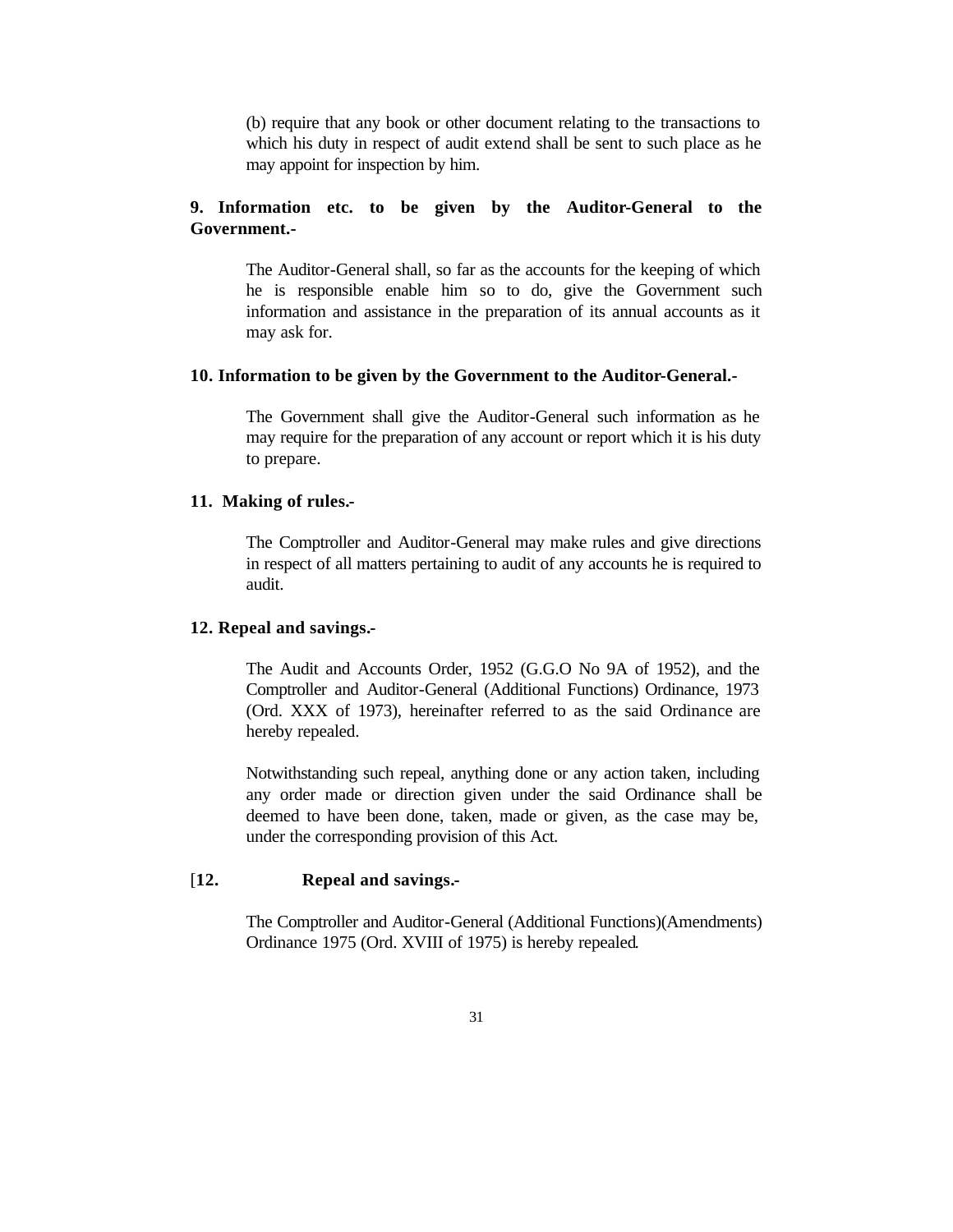(b) require that any book or other document relating to the transactions to which his duty in respect of audit extend shall be sent to such place as he may appoint for inspection by him.

**9. Information etc. to be given by the Auditor-General to the Government.-**

The Auditor-General shall, so far as the accounts for the keeping of which he is responsible enable him so to do, give the Government such information and assistance in the preparation of its annual accounts as it may ask for.

**10. Information to be given by the Government to the Auditor-General.-**

The Government shall give the Auditor-General such information as he may require for the preparation of any account or report which it is his duty to prepare.

**11. Making of rules.-**

The Comptroller and Auditor-General may make rules and give directions in respect of all matters pertaining to audit of any accounts he is required to audit.

**12. Repeal and savings.-**

The Audit and Accounts Order, 1952 (G.G.O No 9A of 1952), and the Comptroller and Auditor-General (Additional Functions) Ordinance, 1973 (Ord. XXX of 1973), hereinafter referred to as the said Ordinance are hereby repealed.

Notwithstanding such repeal, anything done or any action taken, including any order made or direction given under the said Ordinance shall be deemed to have been done, taken, made or given, as the case may be, under the corresponding provision of this Act.

[**12. Repeal and savings.-**

The Comptroller and Auditor-General (Additional Functions)(Amendments) Ordinance 1975 (Ord. XVIII of 1975) is hereby repealed.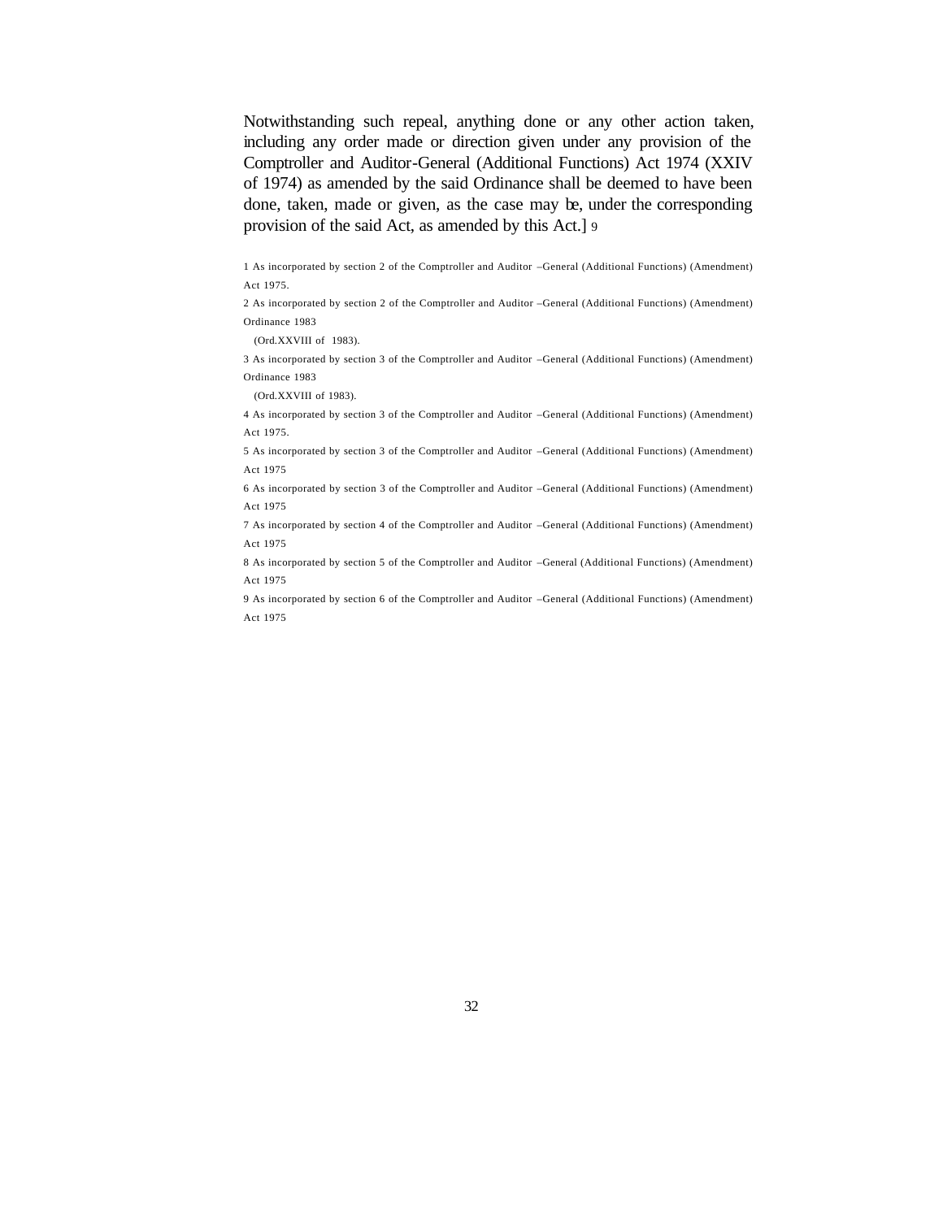Notwithstanding such repeal, anything done or any other action taken, including any order made or direction given under any provision of the Comptroller and Auditor-General (Additional Functions) Act 1974 (XXIV of 1974) as amended by the said Ordinance shall be deemed to have been done, taken, made or given, as the case may be, under the corresponding provision of the said Act, as amended by this Act.] [9]

1 As incorporated by section 2 of the Comptroller and Auditor –General (Additional Functions) (Amendment) Act 1975.

2 As incorporated by section 2 of the Comptroller and Auditor –General (Additional Functions) (Amendment) Ordinance 1983 (Ord.XXVIII of 1983).

3 As incorporated by section 3 of the Comptroller and Auditor –General (Additional Functions) (Amendment) Ordinance 1983 (Ord.XXVIII of 1983).

4 As incorporated by section 3 of the Comptroller and Auditor –General (Additional Functions) (Amendment) Act 1975.

5 As incorporated by section 3 of the Comptroller and Auditor –General (Additional Functions) (Amendment) Act 1975

6 As incorporated by section 3 of the Comptroller and Auditor –General (Additional Functions) (Amendment) Act 1975

7 As incorporated by section 4 of the Comptroller and Auditor –General (Additional Functions) (Amendment) Act 1975

8 As incorporated by section 5 of the Comptroller and Auditor –General (Additional Functions) (Amendment) Act 1975

9 As incorporated by section 6 of the Comptroller and Auditor –General (Additional Functions) (Amendment) Act 1975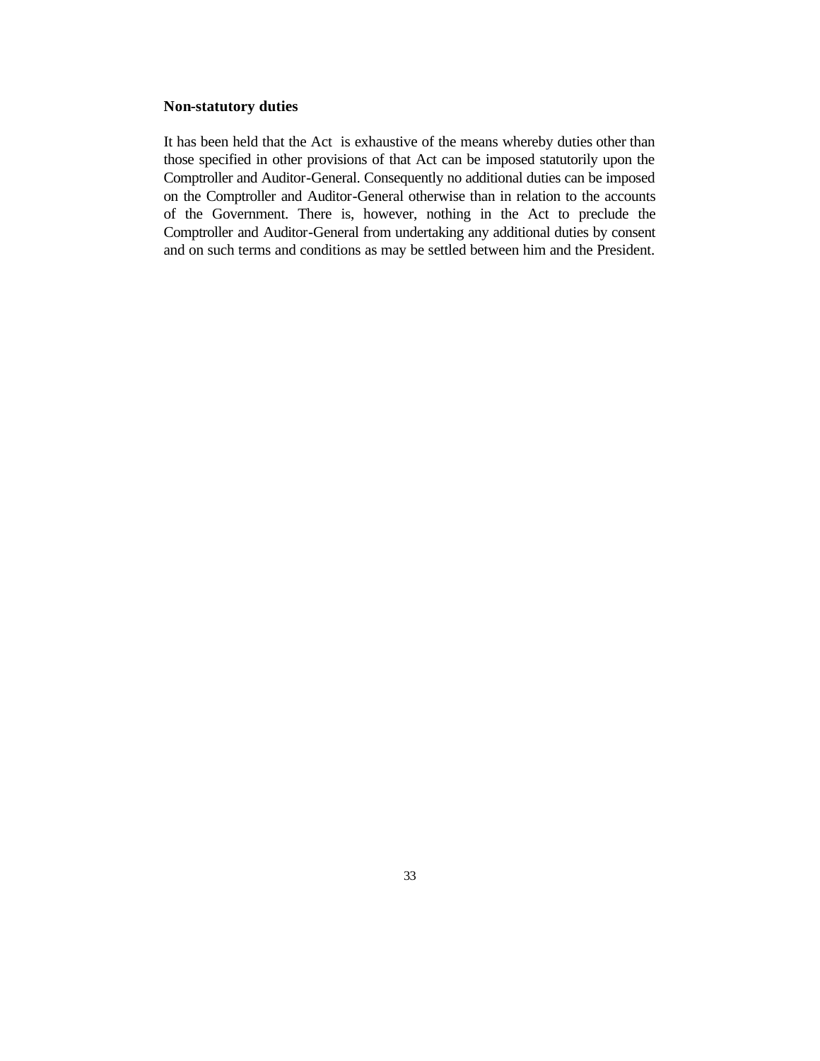**Non-statutory duties**

It has been held that the Act is exhaustive of the means whereby duties other than those specified in other provisions of that Act can be imposed statutorily upon the Comptroller and Auditor-General. Consequently no additional duties can be imposed on the Comptroller and Auditor-General otherwise than in relation to the accounts of the Government. There is, however, nothing in the Act to preclude the Comptroller and Auditor-General from undertaking any additional duties by consent and on such terms and conditions as may be settled between him and the President.